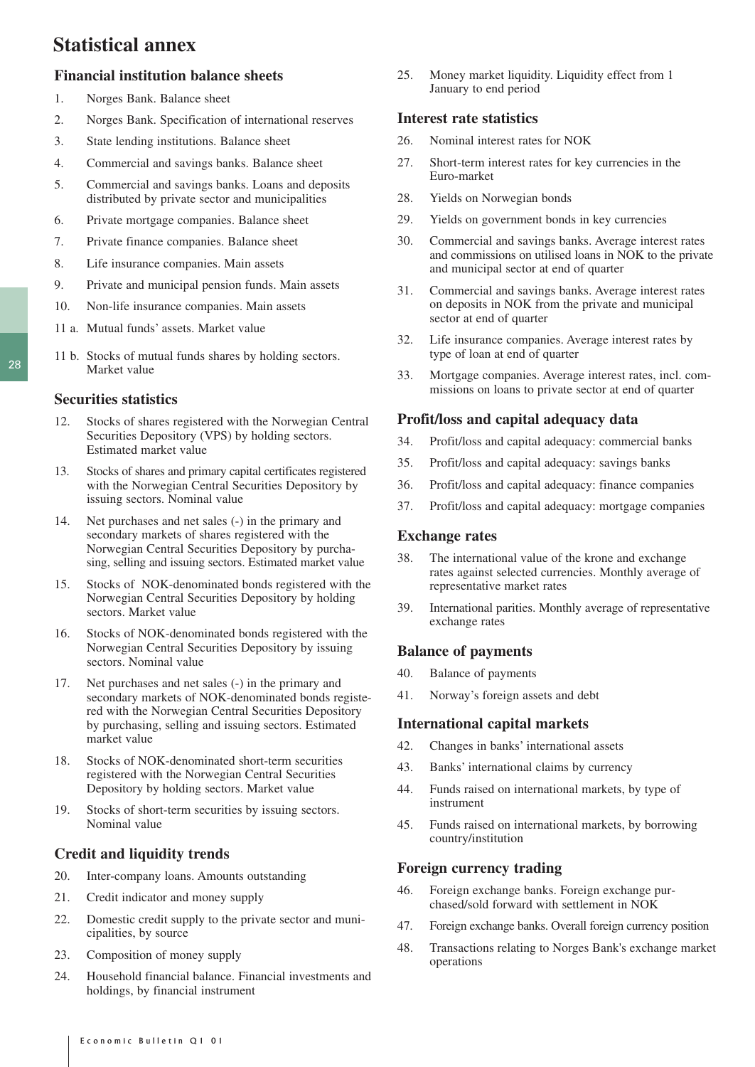# Statistical annex

## Financial institution balance sheets

1. Norges Bank. Balance sheet
2. Norges Bank. Specification of international reserves
3. State lending institutions. Balance sheet
4. Commercial and savings banks. Balance sheet
5. Commercial and savings banks. Loans and deposits distributed by private sector and municipalities
6. Private mortgage companies. Balance sheet
7. Private finance companies. Balance sheet
8. Life insurance companies. Main assets
9. Private and municipal pension funds. Main assets
10. Non-life insurance companies. Main assets

11 a. Mutual funds' assets. Market value

11 b. Stocks of mutual funds shares by holding sectors. Market value

## Securities statistics

12. Stocks of shares registered with the Norwegian Central Securities Depository (VPS) by holding sectors. Estimated market value
13. Stocks of shares and primary capital certificates registered with the Norwegian Central Securities Depository by issuing sectors. Nominal value
14. Net purchases and net sales (-) in the primary and secondary markets of shares registered with the Norwegian Central Securities Depository by purchasing, selling and issuing sectors. Estimated market value
15. Stocks of NOK-denominated bonds registered with the Norwegian Central Securities Depository by holding sectors. Market value
16. Stocks of NOK-denominated bonds registered with the Norwegian Central Securities Depository by issuing sectors. Nominal value
17. Net purchases and net sales (-) in the primary and secondary markets of NOK-denominated bonds registered with the Norwegian Central Securities Depository by purchasing, selling and issuing sectors. Estimated market value
18. Stocks of NOK-denominated short-term securities registered with the Norwegian Central Securities Depository by holding sectors. Market value
19. Stocks of short-term securities by issuing sectors. Nominal value

## Credit and liquidity trends

20. Inter-company loans. Amounts outstanding
21. Credit indicator and money supply
22. Domestic credit supply to the private sector and municipalities, by source
23. Composition of money supply
24. Household financial balance. Financial investments and holdings, by financial instrument
25. Money market liquidity. Liquidity effect from 1 January to end period

## Interest rate statistics

26. Nominal interest rates for NOK
27. Short-term interest rates for key currencies in the Euro-market
28. Yields on Norwegian bonds
29. Yields on government bonds in key currencies
30. Commercial and savings banks. Average interest rates and commissions on utilised loans in NOK to the private and municipal sector at end of quarter
31. Commercial and savings banks. Average interest rates on deposits in NOK from the private and municipal sector at end of quarter
32. Life insurance companies. Average interest rates by type of loan at end of quarter
33. Mortgage companies. Average interest rates, incl. commissions on loans to private sector at end of quarter

## Profit/loss and capital adequacy data

34. Profit/loss and capital adequacy: commercial banks
35. Profit/loss and capital adequacy: savings banks
36. Profit/loss and capital adequacy: finance companies
37. Profit/loss and capital adequacy: mortgage companies

## Exchange rates

38. The international value of the krone and exchange rates against selected currencies. Monthly average of representative market rates
39. International parities. Monthly average of representative exchange rates

## Balance of payments

40. Balance of payments
41. Norway's foreign assets and debt

## International capital markets

42. Changes in banks' international assets
43. Banks' international claims by currency
44. Funds raised on international markets, by type of instrument
45. Funds raised on international markets, by borrowing country/institution

## Foreign currency trading

46. Foreign exchange banks. Foreign exchange purchased/sold forward with settlement in NOK
47. Foreign exchange banks. Overall foreign currency position
48. Transactions relating to Norges Bank's exchange market operations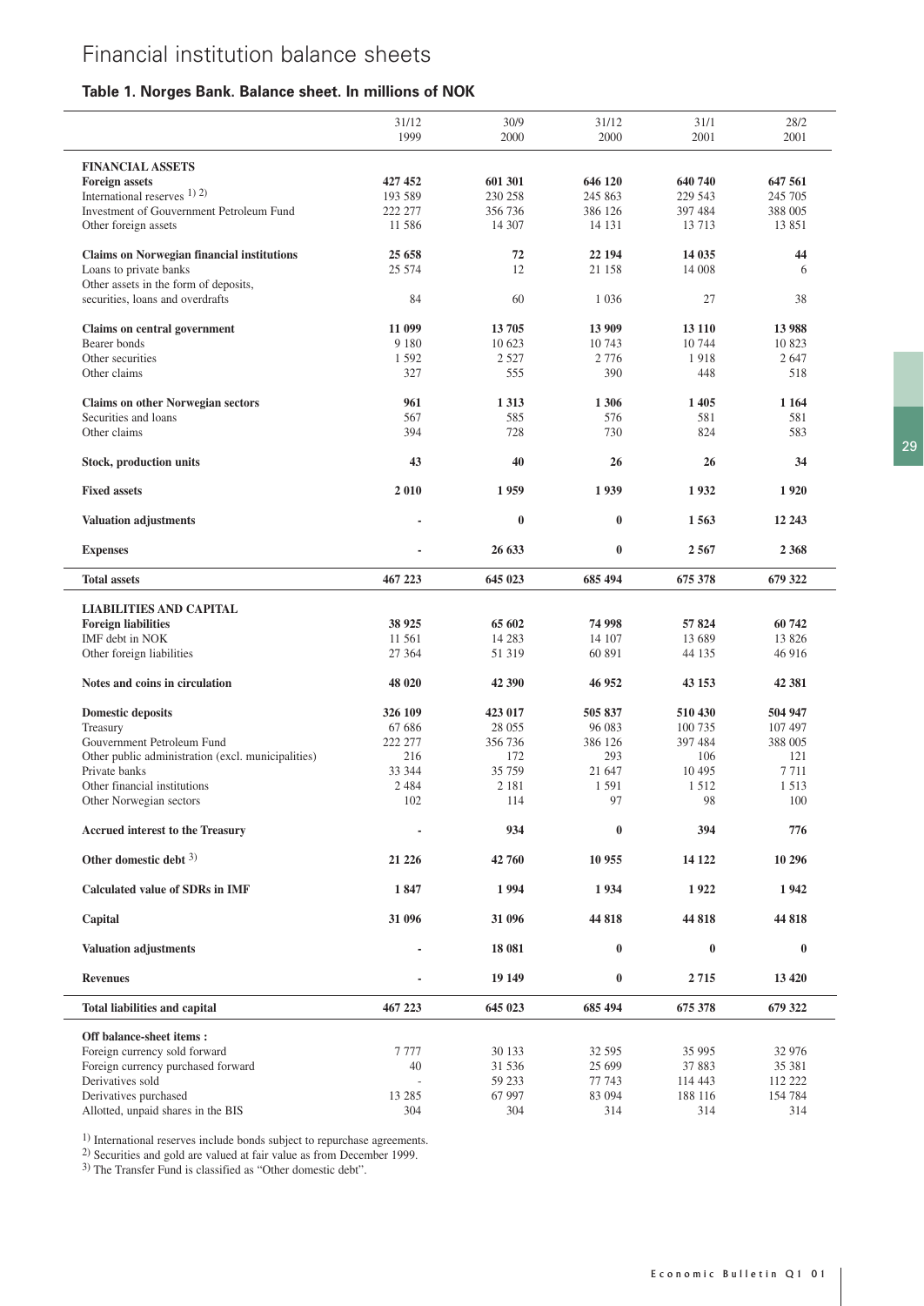# Financial institution balance sheets

## Table 1. Norges Bank. Balance sheet. In millions of NOK

| | 31/12 1999 | 30/9 2000 | 31/12 2000 | 31/1 2001 | 28/2 2001 |
|---|---|---|---|---|---|
| **FINANCIAL ASSETS** | | | | | |
| **Foreign assets** | **427 452** | **601 301** | **646 120** | **640 740** | **647 561** |
| International reserves [1) 2)] | 193 589 | 230 258 | 245 863 | 229 543 | 245 705 |
| Investment of Gouvernment Petroleum Fund | 222 277 | 356 736 | 386 126 | 397 484 | 388 005 |
| Other foreign assets | 11 586 | 14 307 | 14 131 | 13 713 | 13 851 |
| **Claims on Norwegian financial institutions** | **25 658** | **72** | **22 194** | **14 035** | **44** |
| Loans to private banks | 25 574 | 12 | 21 158 | 14 008 | 6 |
| Other assets in the form of deposits, securities, loans and overdrafts | 84 | 60 | 1 036 | 27 | 38 |
| **Claims on central government** | **11 099** | **13 705** | **13 909** | **13 110** | **13 988** |
| Bearer bonds | 9 180 | 10 623 | 10 743 | 10 744 | 10 823 |
| Other securities | 1 592 | 2 527 | 2 776 | 1 918 | 2 647 |
| Other claims | 327 | 555 | 390 | 448 | 518 |
| **Claims on other Norwegian sectors** | **961** | **1 313** | **1 306** | **1 405** | **1 164** |
| Securities and loans | 567 | 585 | 576 | 581 | 581 |
| Other claims | 394 | 728 | 730 | 824 | 583 |
| **Stock, production units** | **43** | **40** | **26** | **26** | **34** |
| **Fixed assets** | **2 010** | **1 959** | **1 939** | **1 932** | **1 920** |
| **Valuation adjustments** | **-** | **0** | **0** | **1 563** | **12 243** |
| **Expenses** | **-** | **26 633** | **0** | **2 567** | **2 368** |
| **Total assets** | **467 223** | **645 023** | **685 494** | **675 378** | **679 322** |
| **LIABILITIES AND CAPITAL** | | | | | |
| **Foreign liabilities** | **38 925** | **65 602** | **74 998** | **57 824** | **60 742** |
| IMF debt in NOK | 11 561 | 14 283 | 14 107 | 13 689 | 13 826 |
| Other foreign liabilities | 27 364 | 51 319 | 60 891 | 44 135 | 46 916 |
| **Notes and coins in circulation** | **48 020** | **42 390** | **46 952** | **43 153** | **42 381** |
| **Domestic deposits** | **326 109** | **423 017** | **505 837** | **510 430** | **504 947** |
| Treasury | 67 686 | 28 055 | 96 083 | 100 735 | 107 497 |
| Gouvernment Petroleum Fund | 222 277 | 356 736 | 386 126 | 397 484 | 388 005 |
| Other public administration (excl. municipalities) | 216 | 172 | 293 | 106 | 121 |
| Private banks | 33 344 | 35 759 | 21 647 | 10 495 | 7 711 |
| Other financial institutions | 2 484 | 2 181 | 1 591 | 1 512 | 1 513 |
| Other Norwegian sectors | 102 | 114 | 97 | 98 | 100 |
| **Accrued interest to the Treasury** | **-** | **934** | **0** | **394** | **776** |
| **Other domestic debt [3)]** | **21 226** | **42 760** | **10 955** | **14 122** | **10 296** |
| **Calculated value of SDRs in IMF** | **1 847** | **1 994** | **1 934** | **1 922** | **1 942** |
| **Capital** | **31 096** | **31 096** | **44 818** | **44 818** | **44 818** |
| **Valuation adjustments** | **-** | **18 081** | **0** | **0** | **0** |
| **Revenues** | **-** | **19 149** | **0** | **2 715** | **13 420** |
| **Total liabilities and capital** | **467 223** | **645 023** | **685 494** | **675 378** | **679 322** |
| **Off balance-sheet items :** | | | | | |
| Foreign currency sold forward | 7 777 | 30 133 | 32 595 | 35 995 | 32 976 |
| Foreign currency purchased forward | 40 | 31 536 | 25 699 | 37 883 | 35 381 |
| Derivatives sold | - | 59 233 | 77 743 | 114 443 | 112 222 |
| Derivatives purchased | 13 285 | 67 997 | 83 094 | 188 116 | 154 784 |
| Allotted, unpaid shares in the BIS | 304 | 304 | 314 | 314 | 314 |

[1)] International reserves include bonds subject to repurchase agreements.
[2)] Securities and gold are valued at fair value as from December 1999.
[3)] The Transfer Fund is classified as "Other domestic debt".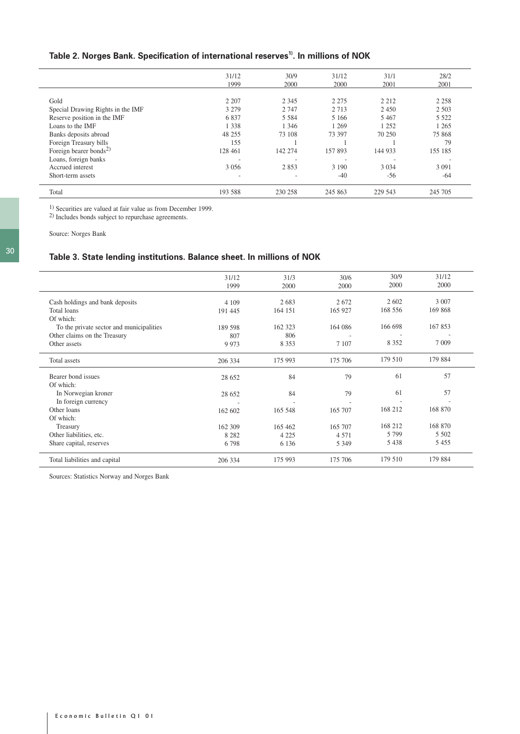## Table 2. Norges Bank. Specification of international reserves[1]. In millions of NOK

| | 31/12 1999 | 30/9 2000 | 31/12 2000 | 31/1 2001 | 28/2 2001 |
|---|---|---|---|---|---|
| Gold | 2 207 | 2 345 | 2 275 | 2 212 | 2 258 |
| Special Drawing Rights in the IMF | 3 279 | 2 747 | 2 713 | 2 450 | 2 503 |
| Reserve position in the IMF | 6 837 | 5 584 | 5 166 | 5 467 | 5 522 |
| Loans to the IMF | 1 338 | 1 346 | 1 269 | 1 252 | 1 265 |
| Banks deposits abroad | 48 255 | 73 108 | 73 397 | 70 250 | 75 868 |
| Foreign Treasury bills | 155 | 1 | 1 | 1 | 79 |
| Foreign bearer bonds[2] | 128 461 | 142 274 | 157 893 | 144 933 | 155 185 |
| Loans, foreign banks | - | - | - | - | - |
| Accrued interest | 3 056 | 2 853 | 3 190 | 3 034 | 3 091 |
| Short-term assets | - | - | -40 | -56 | -64 |
| Total | 193 588 | 230 258 | 245 863 | 229 543 | 245 705 |

[1] Securities are valued at fair value as from December 1999.
[2] Includes bonds subject to repurchase agreements.

Source: Norges Bank

## Table 3. State lending institutions. Balance sheet. In millions of NOK

| | 31/12 1999 | 31/3 2000 | 30/6 2000 | 30/9 2000 | 31/12 2000 |
|---|---|---|---|---|---|
| Cash holdings and bank deposits | 4 109 | 2 683 | 2 672 | 2 602 | 3 007 |
| Total loans | 191 445 | 164 151 | 165 927 | 168 556 | 169 868 |
| Of which: | | | | | |
| To the private sector and municipalities | 189 598 | 162 323 | 164 086 | 166 698 | 167 853 |
| Other claims on the Treasury | 807 | 806 | - | - | - |
| Other assets | 9 973 | 8 353 | 7 107 | 8 352 | 7 009 |
| Total assets | 206 334 | 175 993 | 175 706 | 179 510 | 179 884 |
| Bearer bond issues | 28 652 | 84 | 79 | 61 | 57 |
| Of which: | | | | | |
| In Norwegian kroner | 28 652 | 84 | 79 | 61 | 57 |
| In foreign currency | - | - | - | - | - |
| Other loans | 162 602 | 165 548 | 165 707 | 168 212 | 168 870 |
| Of which: | | | | | |
| Treasury | 162 309 | 165 462 | 165 707 | 168 212 | 168 870 |
| Other liabilities, etc. | 8 282 | 4 225 | 4 571 | 5 799 | 5 502 |
| Share capital, reserves | 6 798 | 6 136 | 5 349 | 5 438 | 5 455 |
| Total liabilities and capital | 206 334 | 175 993 | 175 706 | 179 510 | 179 884 |

Sources: Statistics Norway and Norges Bank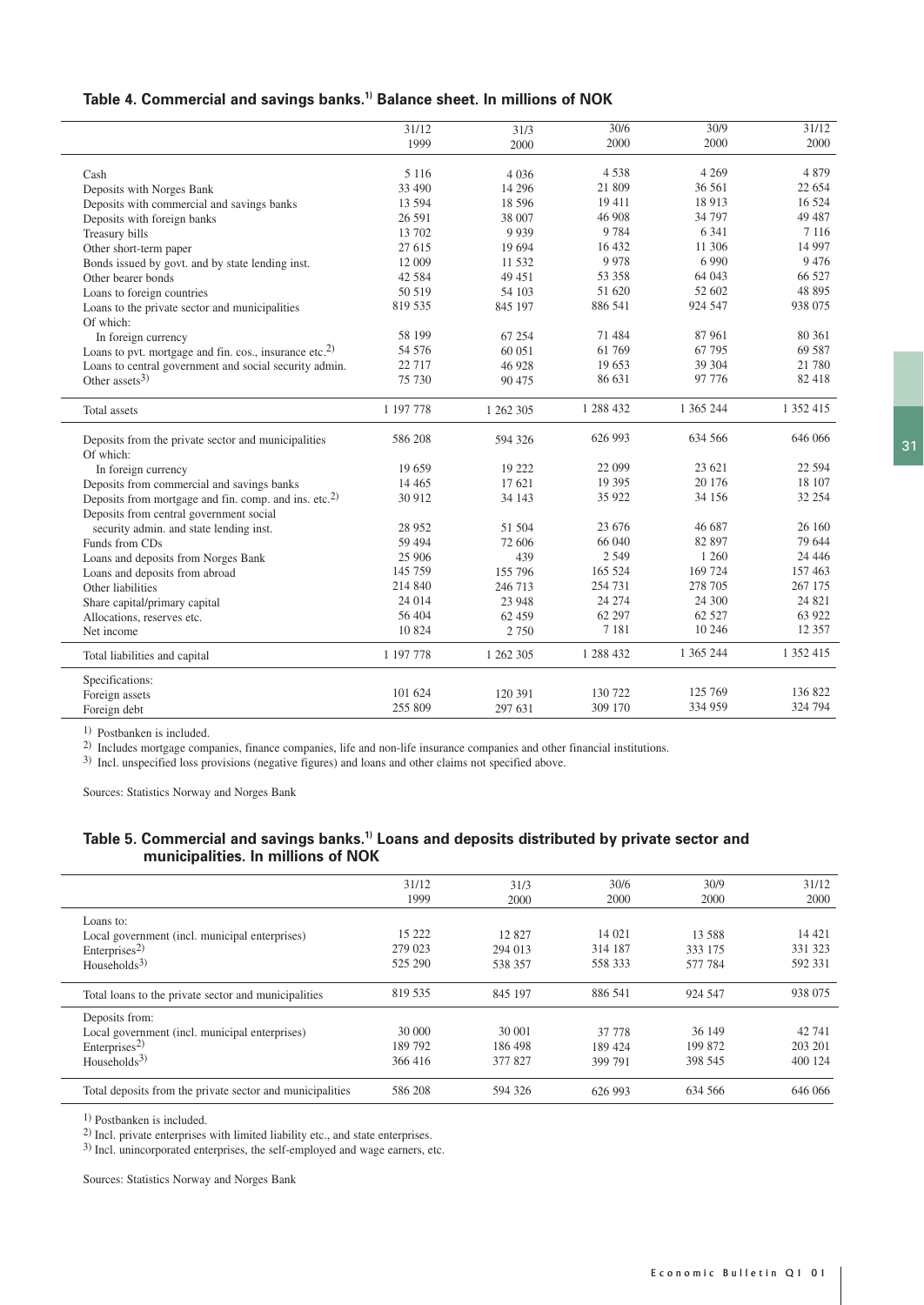### Table 4. Commercial and savings banks.[1] Balance sheet. In millions of NOK

| | 31/12 1999 | 31/3 2000 | 30/6 2000 | 30/9 2000 | 31/12 2000 |
|---|---|---|---|---|---|
| Cash | 5 116 | 4 036 | 4 538 | 4 269 | 4 879 |
| Deposits with Norges Bank | 33 490 | 14 296 | 21 809 | 36 561 | 22 654 |
| Deposits with commercial and savings banks | 13 594 | 18 596 | 19 411 | 18 913 | 16 524 |
| Deposits with foreign banks | 26 591 | 38 007 | 46 908 | 34 797 | 49 487 |
| Treasury bills | 13 702 | 9 939 | 9 784 | 6 341 | 7 116 |
| Other short-term paper | 27 615 | 19 694 | 16 432 | 11 306 | 14 997 |
| Bonds issued by govt. and by state lending inst. | 12 009 | 11 532 | 9 978 | 6 990 | 9 476 |
| Other bearer bonds | 42 584 | 49 451 | 53 358 | 64 043 | 66 527 |
| Loans to foreign countries | 50 519 | 54 103 | 51 620 | 52 602 | 48 895 |
| Loans to the private sector and municipalities | 819 535 | 845 197 | 886 541 | 924 547 | 938 075 |
| Of which: | | | | | |
| In foreign currency | 58 199 | 67 254 | 71 484 | 87 961 | 80 361 |
| Loans to pvt. mortgage and fin. cos., insurance etc.[2] | 54 576 | 60 051 | 61 769 | 67 795 | 69 587 |
| Loans to central government and social security admin. | 22 717 | 46 928 | 19 653 | 39 304 | 21 780 |
| Other assets[3] | 75 730 | 90 475 | 86 631 | 97 776 | 82 418 |
| Total assets | 1 197 778 | 1 262 305 | 1 288 432 | 1 365 244 | 1 352 415 |
| Deposits from the private sector and municipalities | 586 208 | 594 326 | 626 993 | 634 566 | 646 066 |
| Of which: | | | | | |
| In foreign currency | 19 659 | 19 222 | 22 099 | 23 621 | 22 594 |
| Deposits from commercial and savings banks | 14 465 | 17 621 | 19 395 | 20 176 | 18 107 |
| Deposits from mortgage and fin. comp. and ins. etc.[2] | 30 912 | 34 143 | 35 922 | 34 156 | 32 254 |
| Deposits from central government social security admin. and state lending inst. | 28 952 | 51 504 | 23 676 | 46 687 | 26 160 |
| Funds from CDs | 59 494 | 72 606 | 66 040 | 82 897 | 79 644 |
| Loans and deposits from Norges Bank | 25 906 | 439 | 2 549 | 1 260 | 24 446 |
| Loans and deposits from abroad | 145 759 | 155 796 | 165 524 | 169 724 | 157 463 |
| Other liabilities | 214 840 | 246 713 | 254 731 | 278 705 | 267 175 |
| Share capital/primary capital | 24 014 | 23 948 | 24 274 | 24 300 | 24 821 |
| Allocations, reserves etc. | 56 404 | 62 459 | 62 297 | 62 527 | 63 922 |
| Net income | 10 824 | 2 750 | 7 181 | 10 246 | 12 357 |
| Total liabilities and capital | 1 197 778 | 1 262 305 | 1 288 432 | 1 365 244 | 1 352 415 |
| Specifications: | | | | | |
| Foreign assets | 101 624 | 120 391 | 130 722 | 125 769 | 136 822 |
| Foreign debt | 255 809 | 297 631 | 309 170 | 334 959 | 324 794 |

1) Postbanken is included.

2) Includes mortgage companies, finance companies, life and non-life insurance companies and other financial institutions.

3) Incl. unspecified loss provisions (negative figures) and loans and other claims not specified above.

Sources: Statistics Norway and Norges Bank

### Table 5. Commercial and savings banks.[1] Loans and deposits distributed by private sector and municipalities. In millions of NOK

| | 31/12 1999 | 31/3 2000 | 30/6 2000 | 30/9 2000 | 31/12 2000 |
|---|---|---|---|---|---|
| Loans to: | | | | | |
| Local government (incl. municipal enterprises) | 15 222 | 12 827 | 14 021 | 13 588 | 14 421 |
| Enterprises[2] | 279 023 | 294 013 | 314 187 | 333 175 | 331 323 |
| Households[3] | 525 290 | 538 357 | 558 333 | 577 784 | 592 331 |
| Total loans to the private sector and municipalities | 819 535 | 845 197 | 886 541 | 924 547 | 938 075 |
| Deposits from: | | | | | |
| Local government (incl. municipal enterprises) | 30 000 | 30 001 | 37 778 | 36 149 | 42 741 |
| Enterprises[2] | 189 792 | 186 498 | 189 424 | 199 872 | 203 201 |
| Households[3] | 366 416 | 377 827 | 399 791 | 398 545 | 400 124 |
| Total deposits from the private sector and municipalities | 586 208 | 594 326 | 626 993 | 634 566 | 646 066 |

1) Postbanken is included.

2) Incl. private enterprises with limited liability etc., and state enterprises.

3) Incl. unincorporated enterprises, the self-employed and wage earners, etc.

Sources: Statistics Norway and Norges Bank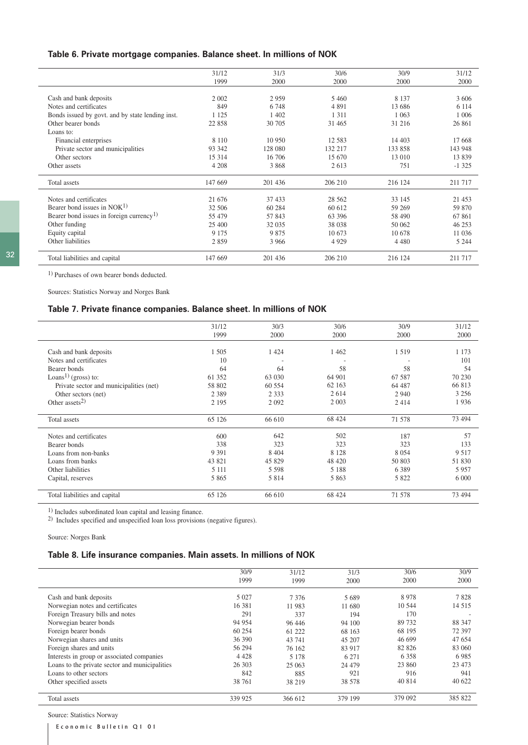### Table 6. Private mortgage companies. Balance sheet. In millions of NOK

| | 31/12 1999 | 31/3 2000 | 30/6 2000 | 30/9 2000 | 31/12 2000 |
|---|---|---|---|---|---|
| Cash and bank deposits | 2 002 | 2 959 | 5 460 | 8 137 | 3 606 |
| Notes and certificates | 849 | 6 748 | 4 891 | 13 686 | 6 114 |
| Bonds issued by govt. and by state lending inst. | 1 125 | 1 402 | 1 311 | 1 063 | 1 006 |
| Other bearer bonds | 22 858 | 30 705 | 31 465 | 31 216 | 26 861 |
| Loans to: | | | | | |
| Financial enterprises | 8 110 | 10 950 | 12 583 | 14 403 | 17 668 |
| Private sector and municipalities | 93 342 | 128 080 | 132 217 | 133 858 | 143 948 |
| Other sectors | 15 314 | 16 706 | 15 670 | 13 010 | 13 839 |
| Other assets | 4 208 | 3 868 | 2 613 | 751 | -1 325 |
| Total assets | 147 669 | 201 436 | 206 210 | 216 124 | 211 717 |
| Notes and certificates | 21 676 | 37 433 | 28 562 | 33 145 | 21 453 |
| Bearer bond issues in NOK[1] | 32 506 | 60 284 | 60 612 | 59 269 | 59 870 |
| Bearer bond issues in foreign currency[1] | 55 479 | 57 843 | 63 396 | 58 490 | 67 861 |
| Other funding | 25 400 | 32 035 | 38 038 | 50 062 | 46 253 |
| Equity capital | 9 175 | 9 875 | 10 673 | 10 678 | 11 036 |
| Other liabilities | 2 859 | 3 966 | 4 929 | 4 480 | 5 244 |
| Total liabilities and capital | 147 669 | 201 436 | 206 210 | 216 124 | 211 717 |

[1] Purchases of own bearer bonds deducted.

Sources: Statistics Norway and Norges Bank

### Table 7. Private finance companies. Balance sheet. In millions of NOK

| | 31/12 1999 | 30/3 2000 | 30/6 2000 | 30/9 2000 | 31/12 2000 |
|---|---|---|---|---|---|
| Cash and bank deposits | 1 505 | 1 424 | 1 462 | 1 519 | 1 173 |
| Notes and certificates | 10 | - | - | - | 101 |
| Bearer bonds | 64 | 64 | 58 | 58 | 54 |
| Loans[1] (gross) to: | 61 352 | 63 030 | 64 901 | 67 587 | 70 230 |
| Private sector and municipalities (net) | 58 802 | 60 554 | 62 163 | 64 487 | 66 813 |
| Other sectors (net) | 2 389 | 2 333 | 2 614 | 2 940 | 3 256 |
| Other assets[2] | 2 195 | 2 092 | 2 003 | 2 414 | 1 936 |
| Total assets | 65 126 | 66 610 | 68 424 | 71 578 | 73 494 |
| Notes and certificates | 600 | 642 | 502 | 187 | 57 |
| Bearer bonds | 338 | 323 | 323 | 323 | 133 |
| Loans from non-banks | 9 391 | 8 404 | 8 128 | 8 054 | 9 517 |
| Loans from banks | 43 821 | 45 829 | 48 420 | 50 803 | 51 830 |
| Other liabilities | 5 111 | 5 598 | 5 188 | 6 389 | 5 957 |
| Capital, reserves | 5 865 | 5 814 | 5 863 | 5 822 | 6 000 |
| Total liabilities and capital | 65 126 | 66 610 | 68 424 | 71 578 | 73 494 |

[1] Includes subordinated loan capital and leasing finance.
[2] Includes specified and unspecified loan loss provisions (negative figures).

Source: Norges Bank

### Table 8. Life insurance companies. Main assets. In millions of NOK

| | 30/9 1999 | 31/12 1999 | 31/3 2000 | 30/6 2000 | 30/9 2000 |
|---|---|---|---|---|---|
| Cash and bank deposits | 5 027 | 7 376 | 5 689 | 8 978 | 7 828 |
| Norwegian notes and certificates | 16 381 | 11 983 | 11 680 | 10 544 | 14 515 |
| Foreign Treasury bills and notes | 291 | 337 | 194 | 170 | - |
| Norwegian bearer bonds | 94 954 | 96 446 | 94 100 | 89 732 | 88 347 |
| Foreign bearer bonds | 60 254 | 61 222 | 68 163 | 68 195 | 72 397 |
| Norwegian shares and units | 36 390 | 43 741 | 45 207 | 46 699 | 47 654 |
| Foreign shares and units | 56 294 | 76 162 | 83 917 | 82 826 | 83 060 |
| Interests in group or associated companies | 4 428 | 5 178 | 6 271 | 6 358 | 6 985 |
| Loans to the private sector and municipalities | 26 303 | 25 063 | 24 479 | 23 860 | 23 473 |
| Loans to other sectors | 842 | 885 | 921 | 916 | 941 |
| Other specified assets | 38 761 | 38 219 | 38 578 | 40 814 | 40 622 |
| Total assets | 339 925 | 366 612 | 379 199 | 379 092 | 385 822 |

Source: Statistics Norway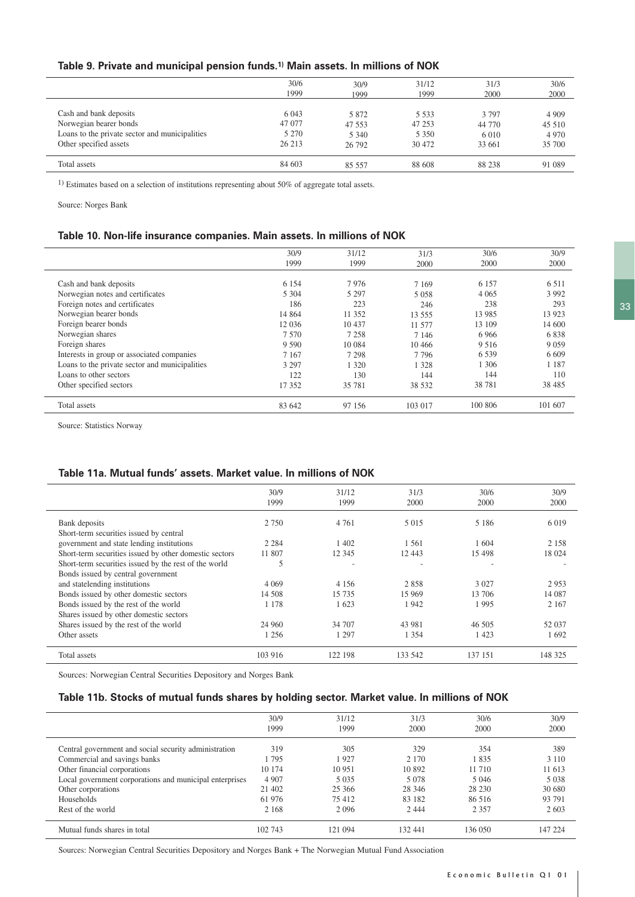### Table 9. Private and municipal pension funds.[1] Main assets. In millions of NOK

| | 30/6 1999 | 30/9 1999 | 31/12 1999 | 31/3 2000 | 30/6 2000 |
|---|---|---|---|---|---|
| Cash and bank deposits | 6 043 | 5 872 | 5 533 | 3 797 | 4 909 |
| Norwegian bearer bonds | 47 077 | 47 553 | 47 253 | 44 770 | 45 510 |
| Loans to the private sector and municipalities | 5 270 | 5 340 | 5 350 | 6 010 | 4 970 |
| Other specified assets | 26 213 | 26 792 | 30 472 | 33 661 | 35 700 |
| Total assets | 84 603 | 85 557 | 88 608 | 88 238 | 91 089 |

[1] Estimates based on a selection of institutions representing about 50% of aggregate total assets.

Source: Norges Bank

### Table 10. Non-life insurance companies. Main assets. In millions of NOK

| | 30/9 1999 | 31/12 1999 | 31/3 2000 | 30/6 2000 | 30/9 2000 |
|---|---|---|---|---|---|
| Cash and bank deposits | 6 154 | 7 976 | 7 169 | 6 157 | 6 511 |
| Norwegian notes and certificates | 5 304 | 5 297 | 5 058 | 4 065 | 3 992 |
| Foreign notes and certificates | 186 | 223 | 246 | 238 | 293 |
| Norwegian bearer bonds | 14 864 | 11 352 | 13 555 | 13 985 | 13 923 |
| Foreign bearer bonds | 12 036 | 10 437 | 11 577 | 13 109 | 14 600 |
| Norwegian shares | 7 570 | 7 258 | 7 146 | 6 966 | 6 838 |
| Foreign shares | 9 590 | 10 084 | 10 466 | 9 516 | 9 059 |
| Interests in group or associated companies | 7 167 | 7 298 | 7 796 | 6 539 | 6 609 |
| Loans to the private sector and municipalities | 3 297 | 1 320 | 1 328 | 1 306 | 1 187 |
| Loans to other sectors | 122 | 130 | 144 | 144 | 110 |
| Other specified sectors | 17 352 | 35 781 | 38 532 | 38 781 | 38 485 |
| Total assets | 83 642 | 97 156 | 103 017 | 100 806 | 101 607 |

Source: Statistics Norway

### Table 11a. Mutual funds' assets. Market value. In millions of NOK

| | 30/9 1999 | 31/12 1999 | 31/3 2000 | 30/6 2000 | 30/9 2000 |
|---|---|---|---|---|---|
| Bank deposits | 2 750 | 4 761 | 5 015 | 5 186 | 6 019 |
| Short-term securities issued by central government and state lending institutions | 2 284 | 1 402 | 1 561 | 1 604 | 2 158 |
| Short-term securities issued by other domestic sectors | 11 807 | 12 345 | 12 443 | 15 498 | 18 024 |
| Short-term securities issued by the rest of the world | 5 | - | - | - | - |
| Bonds issued by central government and statelending institutions | 4 069 | 4 156 | 2 858 | 3 027 | 2 953 |
| Bonds issued by other domestic sectors | 14 508 | 15 735 | 15 969 | 13 706 | 14 087 |
| Bonds issued by the rest of the world | 1 178 | 1 623 | 1 942 | 1 995 | 2 167 |
| Shares issued by other domestic sectors | | | | | |
| Shares issued by the rest of the world | 24 960 | 34 707 | 43 981 | 46 505 | 52 037 |
| Other assets | 1 256 | 1 297 | 1 354 | 1 423 | 1 692 |
| Total assets | 103 916 | 122 198 | 133 542 | 137 151 | 148 325 |

Sources: Norwegian Central Securities Depository and Norges Bank

### Table 11b. Stocks of mutual funds shares by holding sector. Market value. In millions of NOK

| | 30/9 1999 | 31/12 1999 | 31/3 2000 | 30/6 2000 | 30/9 2000 |
|---|---|---|---|---|---|
| Central government and social security administration | 319 | 305 | 329 | 354 | 389 |
| Commercial and savings banks | 1 795 | 1 927 | 2 170 | 1 835 | 3 110 |
| Other financial corporations | 10 174 | 10 951 | 10 892 | 11 710 | 11 613 |
| Local government corporations and municipal enterprises | 4 907 | 5 035 | 5 078 | 5 046 | 5 038 |
| Other corporations | 21 402 | 25 366 | 28 346 | 28 230 | 30 680 |
| Households | 61 976 | 75 412 | 83 182 | 86 516 | 93 791 |
| Rest of the world | 2 168 | 2 096 | 2 444 | 2 357 | 2 603 |
| Mutual funds shares in total | 102 743 | 121 094 | 132 441 | 136 050 | 147 224 |

Sources: Norwegian Central Securities Depository and Norges Bank + The Norwegian Mutual Fund Association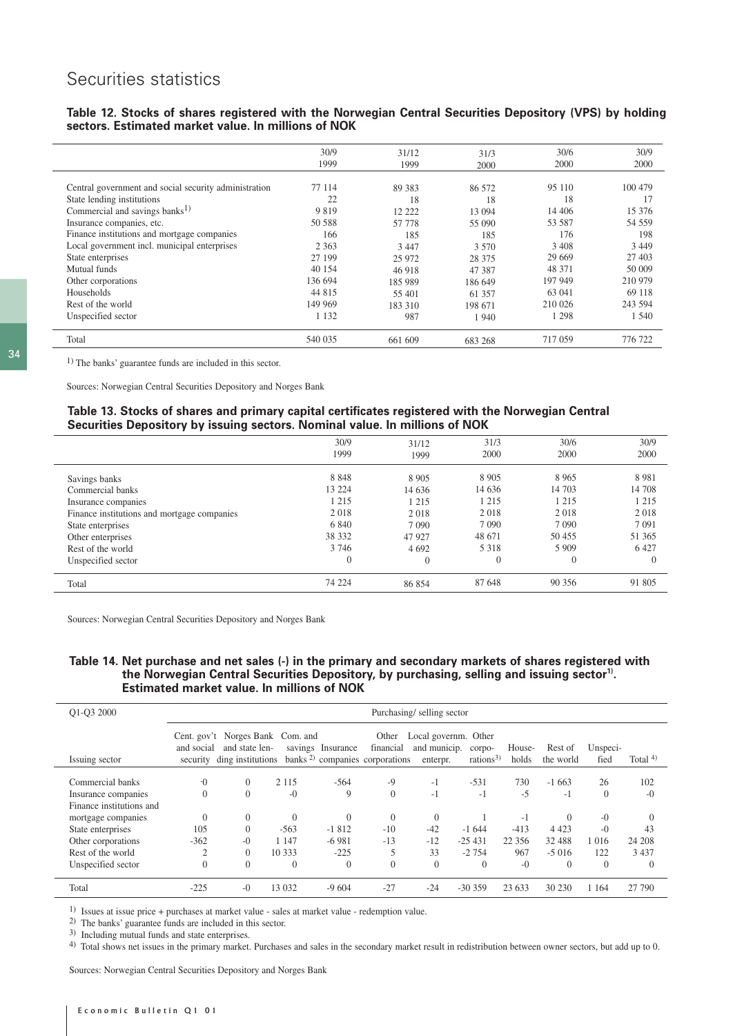# Securities statistics

**Table 12. Stocks of shares registered with the Norwegian Central Securities Depository (VPS) by holding sectors. Estimated market value. In millions of NOK**

| | 30/9 1999 | 31/12 1999 | 31/3 2000 | 30/6 2000 | 30/9 2000 |
|---|---|---|---|---|---|
| Central government and social security administration | 77 114 | 89 383 | 86 572 | 95 110 | 100 479 |
| State lending institutions | 22 | 18 | 18 | 18 | 17 |
| Commercial and savings banks[1)] | 9 819 | 12 222 | 13 094 | 14 406 | 15 376 |
| Insurance companies, etc. | 50 588 | 57 778 | 55 090 | 53 587 | 54 559 |
| Finance institutions and mortgage companies | 166 | 185 | 185 | 176 | 198 |
| Local government incl. municipal enterprises | 2 363 | 3 447 | 3 570 | 3 408 | 3 449 |
| State enterprises | 27 199 | 25 972 | 28 375 | 29 669 | 27 403 |
| Mutual funds | 40 154 | 46 918 | 47 387 | 48 371 | 50 009 |
| Other corporations | 136 694 | 185 989 | 186 649 | 197 949 | 210 979 |
| Households | 44 815 | 55 401 | 61 357 | 63 041 | 69 118 |
| Rest of the world | 149 969 | 183 310 | 198 671 | 210 026 | 243 594 |
| Unspecified sector | 1 132 | 987 | 1 940 | 1 298 | 1 540 |
| Total | 540 035 | 661 609 | 683 268 | 717 059 | 776 722 |

1) The banks' guarantee funds are included in this sector.

Sources: Norwegian Central Securities Depository and Norges Bank

**Table 13. Stocks of shares and primary capital certificates registered with the Norwegian Central Securities Depository by issuing sectors. Nominal value. In millions of NOK**

| | 30/9 1999 | 31/12 1999 | 31/3 2000 | 30/6 2000 | 30/9 2000 |
|---|---|---|---|---|---|
| Savings banks | 8 848 | 8 905 | 8 905 | 8 965 | 8 981 |
| Commercial banks | 13 224 | 14 636 | 14 636 | 14 703 | 14 708 |
| Insurance companies | 1 215 | 1 215 | 1 215 | 1 215 | 1 215 |
| Finance institutions and mortgage companies | 2 018 | 2 018 | 2 018 | 2 018 | 2 018 |
| State enterprises | 6 840 | 7 090 | 7 090 | 7 090 | 7 091 |
| Other enterprises | 38 332 | 47 927 | 48 671 | 50 455 | 51 365 |
| Rest of the world | 3 746 | 4 692 | 5 318 | 5 909 | 6 427 |
| Unspecified sector | 0 | 0 | 0 | 0 | 0 |
| Total | 74 224 | 86 854 | 87 648 | 90 356 | 91 805 |

Sources: Norwegian Central Securities Depository and Norges Bank

**Table 14. Net purchase and net sales (-) in the primary and secondary markets of shares registered with the Norwegian Central Securities Depository, by purchasing, selling and issuing sector[1)]. Estimated market value. In millions of NOK**

| Q1-Q3 2000 | Purchasing/ selling sector | | | | | | | | | | |
|---|---|---|---|---|---|---|---|---|---|---|---|
| Issuing sector | Cent. gov't and social security | Norges Bank and state lending institutions | Com. and savings banks[2)] | Insurance companies | Other financial corporations | Local governm. and municip. enterpr. | Other corporations[3)] | Households | Rest of the world | Unspecified | Total[4)] |
| Commercial banks | -0 | 0 | 2 115 | -564 | -9 | -1 | -531 | 730 | -1 663 | 26 | 102 |
| Insurance companies | 0 | 0 | -0 | 9 | 0 | -1 | -1 | -5 | -1 | 0 | -0 |
| Finance institutions and mortgage companies | 0 | 0 | 0 | 0 | 0 | 0 | 1 | -1 | 0 | -0 | 0 |
| State enterprises | 105 | 0 | -563 | -1 812 | -10 | -42 | -1 644 | -413 | 4 423 | -0 | 43 |
| Other corporations | -362 | -0 | 1 147 | -6 981 | -13 | -12 | -25 431 | 22 356 | 32 488 | 1 016 | 24 208 |
| Rest of the world | 2 | 0 | 10 333 | -225 | 5 | 33 | -2 754 | 967 | -5 016 | 122 | 3 437 |
| Unspecified sector | 0 | 0 | 0 | 0 | 0 | 0 | 0 | -0 | 0 | 0 | 0 |
| Total | -225 | -0 | 13 032 | -9 604 | -27 | -24 | -30 359 | 23 633 | 30 230 | 1 164 | 27 790 |

1) Issues at issue price + purchases at market value - sales at market value - redemption value.

2) The banks' guarantee funds are included in this sector.

3) Including mutual funds and state enterprises.

4) Total shows net issues in the primary market. Purchases and sales in the secondary market result in redistribution between owner sectors, but add up to 0.

Sources: Norwegian Central Securities Depository and Norges Bank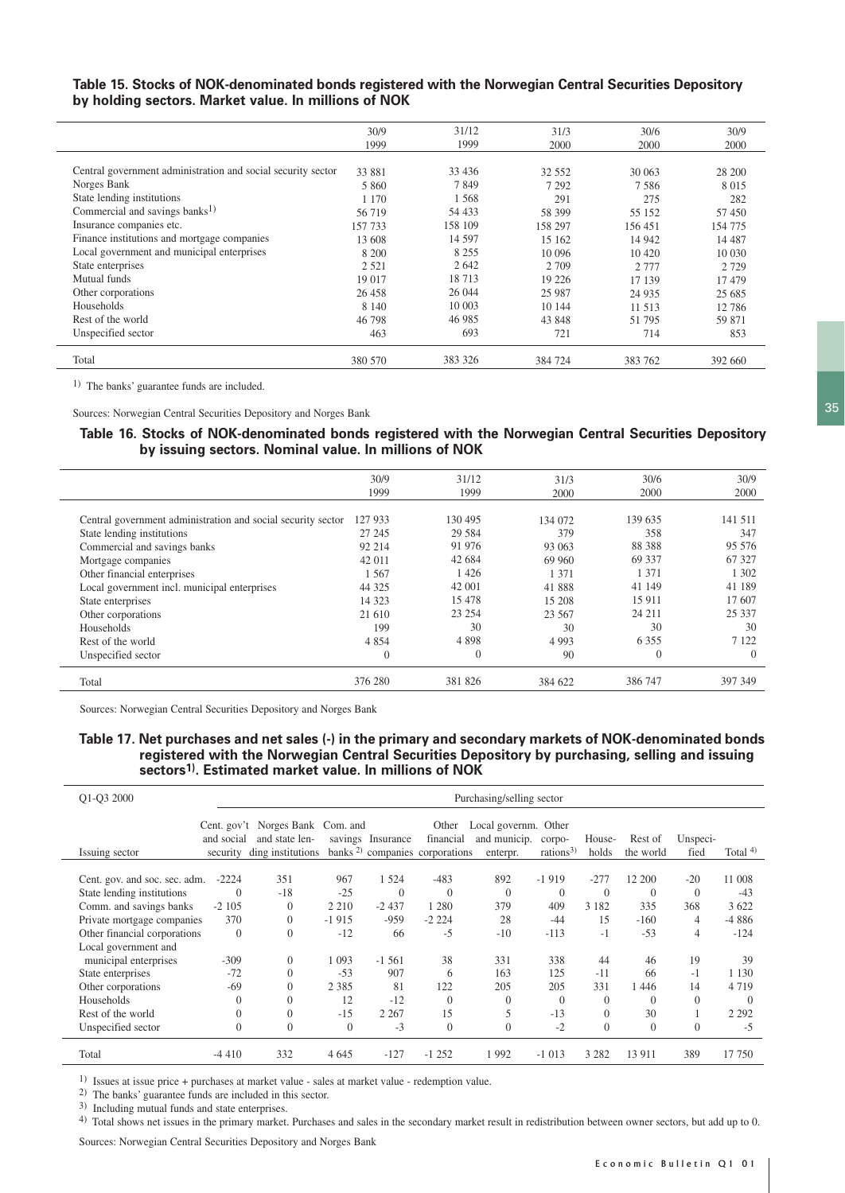### Table 15. Stocks of NOK-denominated bonds registered with the Norwegian Central Securities Depository by holding sectors. Market value. In millions of NOK

| | 30/9 1999 | 31/12 1999 | 31/3 2000 | 30/6 2000 | 30/9 2000 |
|---|---|---|---|---|---|
| Central government administration and social security sector | 33 881 | 33 436 | 32 552 | 30 063 | 28 200 |
| Norges Bank | 5 860 | 7 849 | 7 292 | 7 586 | 8 015 |
| State lending institutions | 1 170 | 1 568 | 291 | 275 | 282 |
| Commercial and savings banks[1)] | 56 719 | 54 433 | 58 399 | 55 152 | 57 450 |
| Insurance companies etc. | 157 733 | 158 109 | 158 297 | 156 451 | 154 775 |
| Finance institutions and mortgage companies | 13 608 | 14 597 | 15 162 | 14 942 | 14 487 |
| Local government and municipal enterprises | 8 200 | 8 255 | 10 096 | 10 420 | 10 030 |
| State enterprises | 2 521 | 2 642 | 2 709 | 2 777 | 2 729 |
| Mutual funds | 19 017 | 18 713 | 19 226 | 17 139 | 17 479 |
| Other corporations | 26 458 | 26 044 | 25 987 | 24 935 | 25 685 |
| Households | 8 140 | 10 003 | 10 144 | 11 513 | 12 786 |
| Rest of the world | 46 798 | 46 985 | 43 848 | 51 795 | 59 871 |
| Unspecified sector | 463 | 693 | 721 | 714 | 853 |
| Total | 380 570 | 383 326 | 384 724 | 383 762 | 392 660 |

1) The banks' guarantee funds are included.

Sources: Norwegian Central Securities Depository and Norges Bank

### Table 16. Stocks of NOK-denominated bonds registered with the Norwegian Central Securities Depository by issuing sectors. Nominal value. In millions of NOK

| | 30/9 1999 | 31/12 1999 | 31/3 2000 | 30/6 2000 | 30/9 2000 |
|---|---|---|---|---|---|
| Central government administration and social security sector | 127 933 | 130 495 | 134 072 | 139 635 | 141 511 |
| State lending institutions | 27 245 | 29 584 | 379 | 358 | 347 |
| Commercial and savings banks | 92 214 | 91 976 | 93 063 | 88 388 | 95 576 |
| Mortgage companies | 42 011 | 42 684 | 69 960 | 69 337 | 67 327 |
| Other financial enterprises | 1 567 | 1 426 | 1 371 | 1 371 | 1 302 |
| Local government incl. municipal enterprises | 44 325 | 42 001 | 41 888 | 41 149 | 41 189 |
| State enterprises | 14 323 | 15 478 | 15 208 | 15 911 | 17 607 |
| Other corporations | 21 610 | 23 254 | 23 567 | 24 211 | 25 337 |
| Households | 199 | 30 | 30 | 30 | 30 |
| Rest of the world | 4 854 | 4 898 | 4 993 | 6 355 | 7 122 |
| Unspecified sector | 0 | 0 | 90 | 0 | 0 |
| Total | 376 280 | 381 826 | 384 622 | 386 747 | 397 349 |

Sources: Norwegian Central Securities Depository and Norges Bank

### Table 17. Net purchases and net sales (-) in the primary and secondary markets of NOK-denominated bonds registered with the Norwegian Central Securities Depository by purchasing, selling and issuing sectors[1)]. Estimated market value. In millions of NOK

| Q1-Q3 2000 | Purchasing/selling sector | | | | | | | | | | |
|---|---|---|---|---|---|---|---|---|---|---|---|
| Issuing sector | Cent. gov't and social security | Norges Bank and state lending institutions | Com. and savings banks[2)] | Insurance companies | Other financial corporations | Local governm. and municip. enterpr. | Other corporations[3)] | Households | Rest of the world | Unspecified | Total[4)] |
| Cent. gov. and soc. sec. adm. | -2224 | 351 | 967 | 1 524 | -483 | 892 | -1 919 | -277 | 12 200 | -20 | 11 008 |
| State lending institutions | 0 | -18 | -25 | 0 | 0 | 0 | 0 | 0 | 0 | 0 | -43 |
| Comm. and savings banks | -2 105 | 0 | 2 210 | -2 437 | 1 280 | 379 | 409 | 3 182 | 335 | 368 | 3 622 |
| Private mortgage companies | 370 | 0 | -1 915 | -959 | -2 224 | 28 | -44 | 15 | -160 | 4 | -4 886 |
| Other financial corporations | 0 | 0 | -12 | 66 | -5 | -10 | -113 | -1 | -53 | 4 | -124 |
| Local government and municipal enterprises | -309 | 0 | 1 093 | -1 561 | 38 | 331 | 338 | 44 | 46 | 19 | 39 |
| State enterprises | -72 | 0 | -53 | 907 | 6 | 163 | 125 | -11 | 66 | -1 | 1 130 |
| Other corporations | -69 | 0 | 2 385 | 81 | 122 | 205 | 205 | 331 | 1 446 | 14 | 4 719 |
| Households | 0 | 0 | 12 | -12 | 0 | 0 | 0 | 0 | 0 | 0 | 0 |
| Rest of the world | 0 | 0 | -15 | 2 267 | 15 | 5 | -13 | 0 | 30 | 1 | 2 292 |
| Unspecified sector | 0 | 0 | 0 | -3 | 0 | 0 | -2 | 0 | 0 | 0 | -5 |
| Total | -4 410 | 332 | 4 645 | -127 | -1 252 | 1 992 | -1 013 | 3 282 | 13 911 | 389 | 17 750 |

1) Issues at issue price + purchases at market value - sales at market value - redemption value.

2) The banks' guarantee funds are included in this sector.

3) Including mutual funds and state enterprises.

4) Total shows net issues in the primary market. Purchases and sales in the secondary market result in redistribution between owner sectors, but add up to 0.

Sources: Norwegian Central Securities Depository and Norges Bank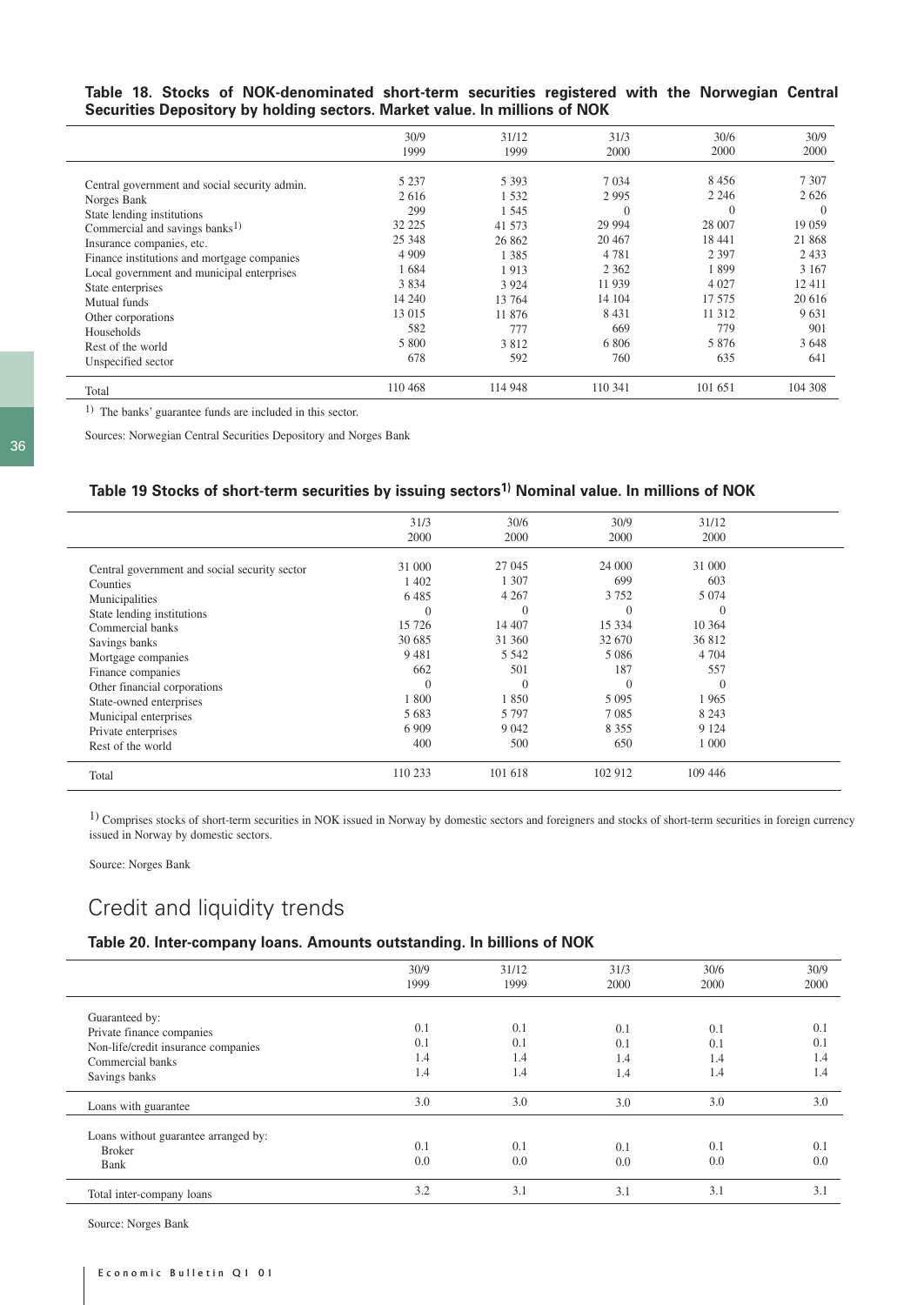**Table 18. Stocks of NOK-denominated short-term securities registered with the Norwegian Central Securities Depository by holding sectors. Market value. In millions of NOK**

| | 30/9 1999 | 31/12 1999 | 31/3 2000 | 30/6 2000 | 30/9 2000 |
|---|---|---|---|---|---|
| Central government and social security admin. | 5 237 | 5 393 | 7 034 | 8 456 | 7 307 |
| Norges Bank | 2 616 | 1 532 | 2 995 | 2 246 | 2 626 |
| State lending institutions | 299 | 1 545 | 0 | 0 | 0 |
| Commercial and savings banks[1)] | 32 225 | 41 573 | 29 994 | 28 007 | 19 059 |
| Insurance companies, etc. | 25 348 | 26 862 | 20 467 | 18 441 | 21 868 |
| Finance institutions and mortgage companies | 4 909 | 1 385 | 4 781 | 2 397 | 2 433 |
| Local government and municipal enterprises | 1 684 | 1 913 | 2 362 | 1 899 | 3 167 |
| State enterprises | 3 834 | 3 924 | 11 939 | 4 027 | 12 411 |
| Mutual funds | 14 240 | 13 764 | 14 104 | 17 575 | 20 616 |
| Other corporations | 13 015 | 11 876 | 8 431 | 11 312 | 9 631 |
| Households | 582 | 777 | 669 | 779 | 901 |
| Rest of the world | 5 800 | 3 812 | 6 806 | 5 876 | 3 648 |
| Unspecified sector | 678 | 592 | 760 | 635 | 641 |
| Total | 110 468 | 114 948 | 110 341 | 101 651 | 104 308 |

1) The banks' guarantee funds are included in this sector.

Sources: Norwegian Central Securities Depository and Norges Bank

**Table 19 Stocks of short-term securities by issuing sectors[1)] Nominal value. In millions of NOK**

| | 31/3 2000 | 30/6 2000 | 30/9 2000 | 31/12 2000 |
|---|---|---|---|---|
| Central government and social security sector | 31 000 | 27 045 | 24 000 | 31 000 |
| Counties | 1 402 | 1 307 | 699 | 603 |
| Municipalities | 6 485 | 4 267 | 3 752 | 5 074 |
| State lending institutions | 0 | 0 | 0 | 0 |
| Commercial banks | 15 726 | 14 407 | 15 334 | 10 364 |
| Savings banks | 30 685 | 31 360 | 32 670 | 36 812 |
| Mortgage companies | 9 481 | 5 542 | 5 086 | 4 704 |
| Finance companies | 662 | 501 | 187 | 557 |
| Other financial corporations | 0 | 0 | 0 | 0 |
| State-owned enterprises | 1 800 | 1 850 | 5 095 | 1 965 |
| Municipal enterprises | 5 683 | 5 797 | 7 085 | 8 243 |
| Private enterprises | 6 909 | 9 042 | 8 355 | 9 124 |
| Rest of the world | 400 | 500 | 650 | 1 000 |
| Total | 110 233 | 101 618 | 102 912 | 109 446 |

1) Comprises stocks of short-term securities in NOK issued in Norway by domestic sectors and foreigners and stocks of short-term securities in foreign currency issued in Norway by domestic sectors.

Source: Norges Bank

# Credit and liquidity trends

**Table 20. Inter-company loans. Amounts outstanding. In billions of NOK**

| | 30/9 1999 | 31/12 1999 | 31/3 2000 | 30/6 2000 | 30/9 2000 |
|---|---|---|---|---|---|
| Guaranteed by: | | | | | |
| Private finance companies | 0.1 | 0.1 | 0.1 | 0.1 | 0.1 |
| Non-life/credit insurance companies | 0.1 | 0.1 | 0.1 | 0.1 | 0.1 |
| Commercial banks | 1.4 | 1.4 | 1.4 | 1.4 | 1.4 |
| Savings banks | 1.4 | 1.4 | 1.4 | 1.4 | 1.4 |
| Loans with guarantee | 3.0 | 3.0 | 3.0 | 3.0 | 3.0 |
| Loans without guarantee arranged by: | | | | | |
| Broker | 0.1 | 0.1 | 0.1 | 0.1 | 0.1 |
| Bank | 0.0 | 0.0 | 0.0 | 0.0 | 0.0 |
| Total inter-company loans | 3.2 | 3.1 | 3.1 | 3.1 | 3.1 |

Source: Norges Bank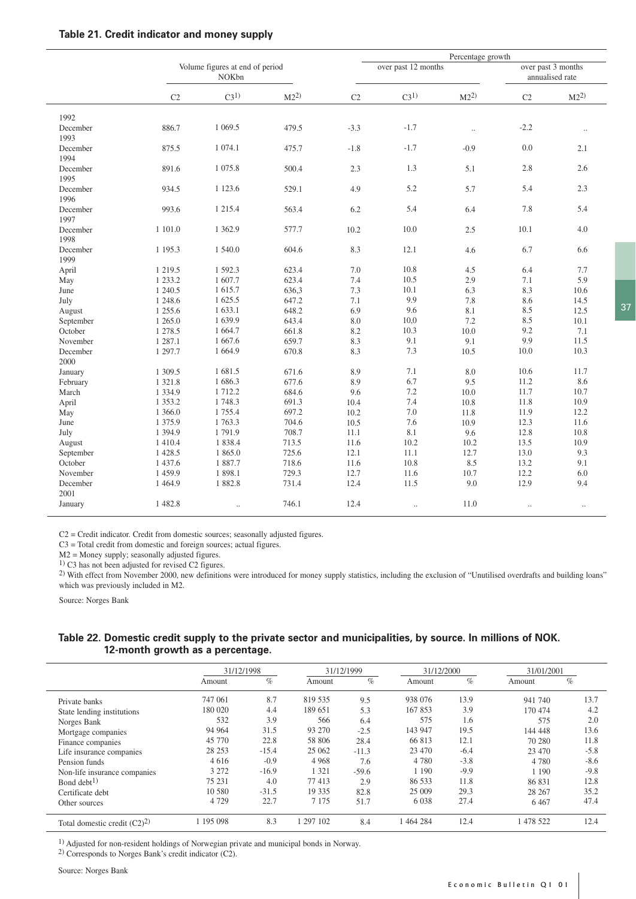## Table 21. Credit indicator and money supply

| | Volume figures at end of period NOKbn | | | Percentage growth over past 12 months | | | Percentage growth over past 3 months annualised rate | |
|---|---|---|---|---|---|---|---|---|
| | C2 | C3[1] | M2[2] | C2 | C3[1] | M2[2] | C2 | M2[2] |
| **1992** | | | | | | | | |
| December | 886.7 | 1 069.5 | 479.5 | -3.3 | -1.7 | .. | -2.2 | .. |
| **1993** | | | | | | | | |
| December | 875.5 | 1 074.1 | 475.7 | -1.8 | -1.7 | -0.9 | 0.0 | 2.1 |
| **1994** | | | | | | | | |
| December | 891.6 | 1 075.8 | 500.4 | 2.3 | 1.3 | 5.1 | 2.8 | 2.6 |
| **1995** | | | | | | | | |
| December | 934.5 | 1 123.6 | 529.1 | 4.9 | 5.2 | 5.7 | 5.4 | 2.3 |
| **1996** | | | | | | | | |
| December | 993.6 | 1 215.4 | 563.4 | 6.2 | 5.4 | 6.4 | 7.8 | 5.4 |
| **1997** | | | | | | | | |
| December | 1 101.0 | 1 362.9 | 577.7 | 10.2 | 10.0 | 2.5 | 10.1 | 4.0 |
| **1998** | | | | | | | | |
| December | 1 195.3 | 1 540.0 | 604.6 | 8.3 | 12.1 | 4.6 | 6.7 | 6.6 |
| **1999** | | | | | | | | |
| April | 1 219.5 | 1 592.3 | 623.4 | 7.0 | 10.8 | 4.5 | 6.4 | 7.7 |
| May | 1 233.2 | 1 607.7 | 623.4 | 7.4 | 10.5 | 2.9 | 7.1 | 5.9 |
| June | 1 240.5 | 1 615.7 | 636,3 | 7.3 | 10.1 | 6.3 | 8.3 | 10.6 |
| July | 1 248.6 | 1 625.5 | 647.2 | 7.1 | 9.9 | 7.8 | 8.6 | 14.5 |
| August | 1 255.6 | 1 633.1 | 648.2 | 6.9 | 9.6 | 8.1 | 8.5 | 12.5 |
| September | 1 265.0 | 1 639.9 | 643.4 | 8.0 | 10,0 | 7.2 | 8.5 | 10.1 |
| October | 1 278.5 | 1 664.7 | 661.8 | 8.2 | 10.3 | 10.0 | 9.2 | 7.1 |
| November | 1 287.1 | 1 667.6 | 659.7 | 8.3 | 9.1 | 9.1 | 9.9 | 11.5 |
| December | 1 297.7 | 1 664.9 | 670.8 | 8.3 | 7.3 | 10.5 | 10.0 | 10.3 |
| **2000** | | | | | | | | |
| January | 1 309.5 | 1 681.5 | 671.6 | 8.9 | 7.1 | 8.0 | 10.6 | 11.7 |
| February | 1 321.8 | 1 686.3 | 677.6 | 8.9 | 6.7 | 9.5 | 11.2 | 8.6 |
| March | 1 334.9 | 1 712.2 | 684.6 | 9.6 | 7.2 | 10.0 | 11.7 | 10.7 |
| April | 1 353.2 | 1 748.3 | 691.3 | 10.4 | 7.4 | 10.8 | 11.8 | 10.9 |
| May | 1 366.0 | 1 755.4 | 697.2 | 10.2 | 7.0 | 11.8 | 11.9 | 12.2 |
| June | 1 375.9 | 1 763.3 | 704.6 | 10.5 | 7.6 | 10.9 | 12.3 | 11.6 |
| July | 1 394.9 | 1 791.9 | 708.7 | 11.1 | 8.1 | 9.6 | 12.8 | 10.8 |
| August | 1 410.4 | 1 838.4 | 713.5 | 11.6 | 10.2 | 10.2 | 13.5 | 10.9 |
| September | 1 428.5 | 1 865.0 | 725.6 | 12.1 | 11.1 | 12.7 | 13.0 | 9.3 |
| October | 1 437.6 | 1 887.7 | 718.6 | 11.6 | 10.8 | 8.5 | 13.2 | 9.1 |
| November | 1 459.9 | 1 898.1 | 729.3 | 12.7 | 11.6 | 10.7 | 12.2 | 6.0 |
| December | 1 464.9 | 1 882.8 | 731.4 | 12.4 | 11.5 | 9.0 | 12.9 | 9.4 |
| **2001** | | | | | | | | |
| January | 1 482.8 | .. | 746.1 | 12.4 | .. | 11.0 | .. | .. |

C2 = Credit indicator. Credit from domestic sources; seasonally adjusted figures.
C3 = Total credit from domestic and foreign sources; actual figures.
M2 = Money supply; seasonally adjusted figures.
[1] C3 has not been adjusted for revised C2 figures.
[2] With effect from November 2000, new definitions were introduced for money supply statistics, including the exclusion of "Unutilised overdrafts and building loans" which was previously included in M2.

Source: Norges Bank

## Table 22. Domestic credit supply to the private sector and municipalities, by source. In millions of NOK. 12-month growth as a percentage.

| | 31/12/1998 | | 31/12/1999 | | 31/12/2000 | | 31/01/2001 | |
|---|---|---|---|---|---|---|---|---|
| | Amount | % | Amount | % | Amount | % | Amount | % |
| Private banks | 747 061 | 8.7 | 819 535 | 9.5 | 938 076 | 13.9 | 941 740 | 13.7 |
| State lending institutions | 180 020 | 4.4 | 189 651 | 5.3 | 167 853 | 3.9 | 170 474 | 4.2 |
| Norges Bank | 532 | 3.9 | 566 | 6.4 | 575 | 1.6 | 575 | 2.0 |
| Mortgage companies | 94 964 | 31.5 | 93 270 | -2.5 | 143 947 | 19.5 | 144 448 | 13.6 |
| Finance companies | 45 770 | 22.8 | 58 806 | 28.4 | 66 813 | 12.1 | 70 280 | 11.8 |
| Life insurance companies | 28 253 | -15.4 | 25 062 | -11.3 | 23 470 | -6.4 | 23 470 | -5.8 |
| Pension funds | 4 616 | -0.9 | 4 968 | 7.6 | 4 780 | -3.8 | 4 780 | -8.6 |
| Non-life insurance companies | 3 272 | -16.9 | 1 321 | -59.6 | 1 190 | -9.9 | 1 190 | -9.8 |
| Bond debt[1] | 75 231 | 4.0 | 77 413 | 2.9 | 86 533 | 11.8 | 86 831 | 12.8 |
| Certificate debt | 10 580 | -31.5 | 19 335 | 82.8 | 25 009 | 29.3 | 28 267 | 35.2 |
| Other sources | 4 729 | 22.7 | 7 175 | 51.7 | 6 038 | 27.4 | 6 467 | 47.4 |
| Total domestic credit (C2)[2] | 1 195 098 | 8.3 | 1 297 102 | 8.4 | 1 464 284 | 12.4 | 1 478 522 | 12.4 |

[1] Adjusted for non-resident holdings of Norwegian private and municipal bonds in Norway.
[2] Corresponds to Norges Bank's credit indicator (C2).

Source: Norges Bank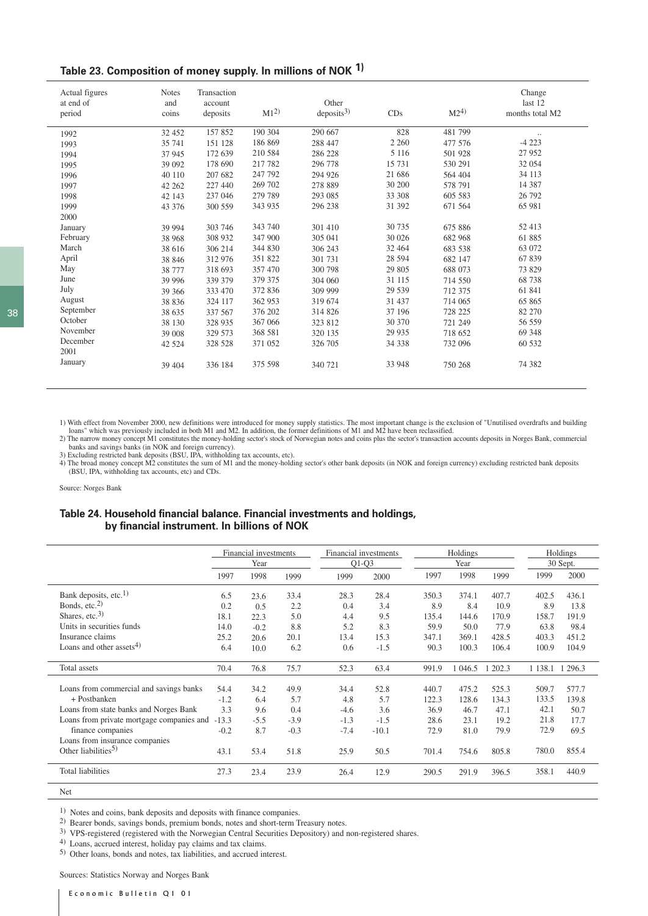## Table 23. Composition of money supply. In millions of NOK [1)]

| Actual figures at end of period | Notes and coins | Transaction account deposits | M1[2)] | Other deposits[3)] | CDs | M2[4)] | Change last 12 months total M2 |
|---|---|---|---|---|---|---|---|
| 1992 | 32 452 | 157 852 | 190 304 | 290 667 | 828 | 481 799 | .. |
| 1993 | 35 741 | 151 128 | 186 869 | 288 447 | 2 260 | 477 576 | -4 223 |
| 1994 | 37 945 | 172 639 | 210 584 | 286 228 | 5 116 | 501 928 | 27 952 |
| 1995 | 39 092 | 178 690 | 217 782 | 296 778 | 15 731 | 530 291 | 32 054 |
| 1996 | 40 110 | 207 682 | 247 792 | 294 926 | 21 686 | 564 404 | 34 113 |
| 1997 | 42 262 | 227 440 | 269 702 | 278 889 | 30 200 | 578 791 | 14 387 |
| 1998 | 42 143 | 237 046 | 279 789 | 293 085 | 33 308 | 605 583 | 26 792 |
| 1999 | 43 376 | 300 559 | 343 935 | 296 238 | 31 392 | 671 564 | 65 981 |
| 2000 | | | | | | | |
| January | 39 994 | 303 746 | 343 740 | 301 410 | 30 735 | 675 886 | 52 413 |
| February | 38 968 | 308 932 | 347 900 | 305 041 | 30 026 | 682 968 | 61 885 |
| March | 38 616 | 306 214 | 344 830 | 306 243 | 32 464 | 683 538 | 63 072 |
| April | 38 846 | 312 976 | 351 822 | 301 731 | 28 594 | 682 147 | 67 839 |
| May | 38 777 | 318 693 | 357 470 | 300 798 | 29 805 | 688 073 | 73 829 |
| June | 39 996 | 339 379 | 379 375 | 304 060 | 31 115 | 714 550 | 68 738 |
| July | 39 366 | 333 470 | 372 836 | 309 999 | 29 539 | 712 375 | 61 841 |
| August | 38 836 | 324 117 | 362 953 | 319 674 | 31 437 | 714 065 | 65 865 |
| September | 38 635 | 337 567 | 376 202 | 314 826 | 37 196 | 728 225 | 82 270 |
| October | 38 130 | 328 935 | 367 066 | 323 812 | 30 370 | 721 249 | 56 559 |
| November | 39 008 | 329 573 | 368 581 | 320 135 | 29 935 | 718 652 | 69 348 |
| December | 42 524 | 328 528 | 371 052 | 326 705 | 34 338 | 732 096 | 60 532 |
| 2001 | | | | | | | |
| January | 39 404 | 336 184 | 375 598 | 340 721 | 33 948 | 750 268 | 74 382 |

1) With effect from November 2000, new definitions were introduced for money supply statistics. The most important change is the exclusion of "Unutilised overdrafts and building loans" which was previously included in both M1 and M2. In addition, the former definitions of M1 and M2 have been reclassified.
2) The narrow money concept M1 constitutes the money-holding sector's stock of Norwegian notes and coins plus the sector's transaction accounts deposits in Norges Bank, commercial banks and savings banks (in NOK and foreign currency).
3) Excluding restricted bank deposits (BSU, IPA, withholding tax accounts, etc).
4) The broad money concept M2 constitutes the sum of M1 and the money-holding sector's other bank deposits (in NOK and foreign currency) excluding restricted bank deposits (BSU, IPA, withholding tax accounts, etc) and CDs.

Source: Norges Bank

## Table 24. Household financial balance. Financial investments and holdings, by financial instrument. In billions of NOK

| | Financial investments Year | | | Financial investments Q1-Q3 | | Holdings Year | | | Holdings 30 Sept. | |
|---|---|---|---|---|---|---|---|---|---|---|
| | 1997 | 1998 | 1999 | 1999 | 2000 | 1997 | 1998 | 1999 | 1999 | 2000 |
| Bank deposits, etc.[1)] | 6.5 | 23.6 | 33.4 | 28.3 | 28.4 | 350.3 | 374.1 | 407.7 | 402.5 | 436.1 |
| Bonds, etc.[2)] | 0.2 | 0.5 | 2.2 | 0.4 | 3.4 | 8.9 | 8.4 | 10.9 | 8.9 | 13.8 |
| Shares, etc.[3)] | 18.1 | 22.3 | 5.0 | 4.4 | 9.5 | 135.4 | 144.6 | 170.9 | 158.7 | 191.9 |
| Units in securities funds | 14.0 | -0.2 | 8.8 | 5.2 | 8.3 | 59.9 | 50.0 | 77.9 | 63.8 | 98.4 |
| Insurance claims | 25.2 | 20.6 | 20.1 | 13.4 | 15.3 | 347.1 | 369.1 | 428.5 | 403.3 | 451.2 |
| Loans and other assets[4)] | 6.4 | 10.0 | 6.2 | 0.6 | -1.5 | 90.3 | 100.3 | 106.4 | 100.9 | 104.9 |
| Total assets | 70.4 | 76.8 | 75.7 | 52.3 | 63.4 | 991.9 | 1 046.5 | 1 202.3 | 1 138.1 | 1 296.3 |
| Loans from commercial and savings banks | 54.4 | 34.2 | 49.9 | 34.4 | 52.8 | 440.7 | 475.2 | 525.3 | 509.7 | 577.7 |
| + Postbanken | -1.2 | 6.4 | 5.7 | 4.8 | 5.7 | 122.3 | 128.6 | 134.3 | 133.5 | 139.8 |
| Loans from state banks and Norges Bank | 3.3 | 9.6 | 0.4 | -4.6 | 3.6 | 36.9 | 46.7 | 47.1 | 42.1 | 50.7 |
| Loans from private mortgage companies and finance companies | -13.3 | -5.5 | -3.9 | -1.3 | -1.5 | 28.6 | 23.1 | 19.2 | 21.8 | 17.7 |
| Loans from insurance companies | -0.2 | 8.7 | -0.3 | -7.4 | -10.1 | 72.9 | 81.0 | 79.9 | 72.9 | 69.5 |
| Other liabilities[5)] | 43.1 | 53.4 | 51.8 | 25.9 | 50.5 | 701.4 | 754.6 | 805.8 | 780.0 | 855.4 |
| Total liabilities | 27.3 | 23.4 | 23.9 | 26.4 | 12.9 | 290.5 | 291.9 | 396.5 | 358.1 | 440.9 |
| Net | | | | | | | | | | |

1) Notes and coins, bank deposits and deposits with finance companies.
2) Bearer bonds, savings bonds, premium bonds, notes and short-term Treasury notes.
3) VPS-registered (registered with the Norwegian Central Securities Depository) and non-registered shares.
4) Loans, accrued interest, holiday pay claims and tax claims.
5) Other loans, bonds and notes, tax liabilities, and accrued interest.

Sources: Statistics Norway and Norges Bank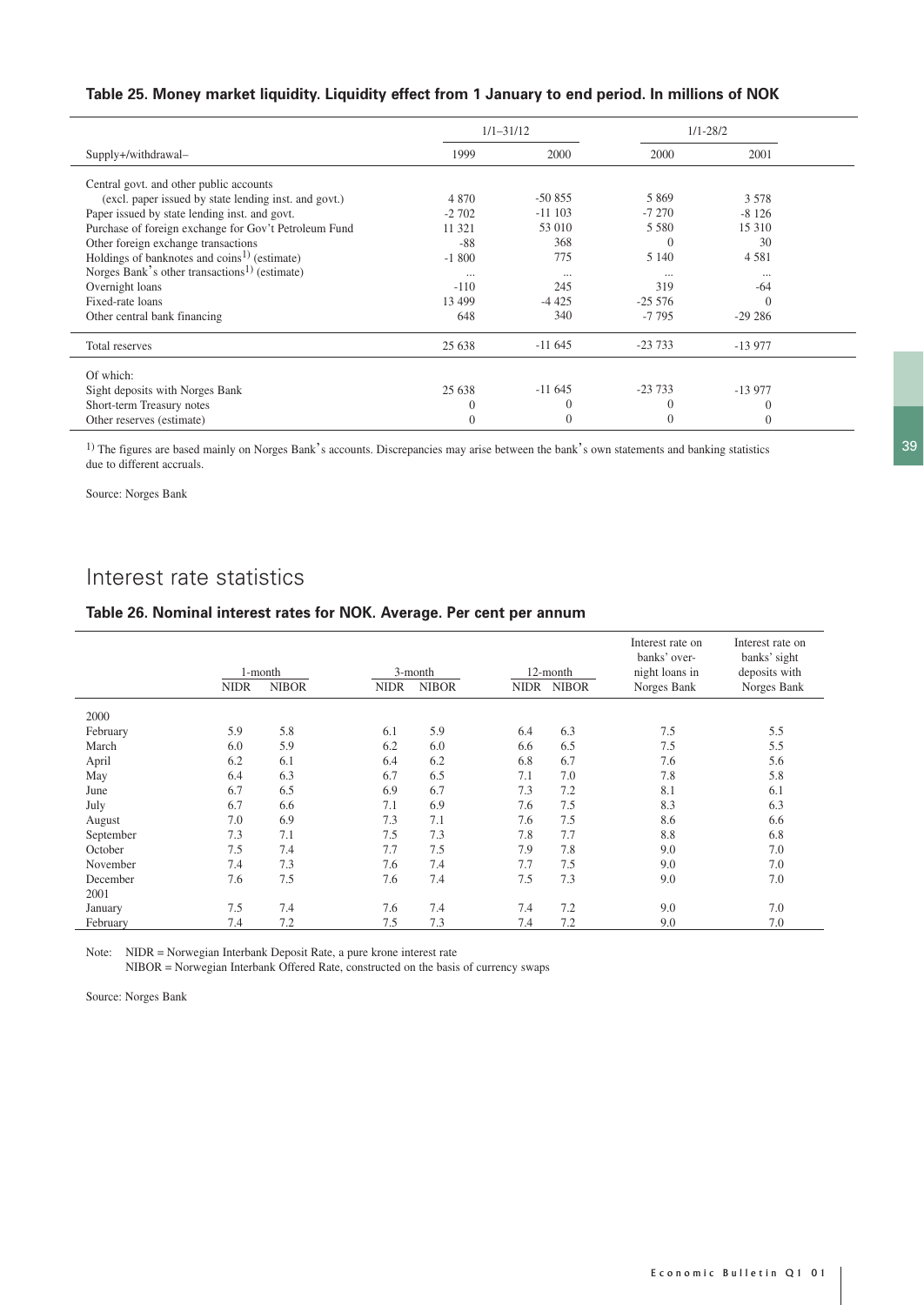### Table 25. Money market liquidity. Liquidity effect from 1 January to end period. In millions of NOK

| | 1/1–31/12 | | 1/1-28/2 | |
|---|---|---|---|---|
| Supply+/withdrawal– | 1999 | 2000 | 2000 | 2001 |
| Central govt. and other public accounts | | | | |
| (excl. paper issued by state lending inst. and govt.) | 4 870 | -50 855 | 5 869 | 3 578 |
| Paper issued by state lending inst. and govt. | -2 702 | -11 103 | -7 270 | -8 126 |
| Purchase of foreign exchange for Gov't Petroleum Fund | 11 321 | 53 010 | 5 580 | 15 310 |
| Other foreign exchange transactions | -88 | 368 | 0 | 30 |
| Holdings of banknotes and coins[1] (estimate) | -1 800 | 775 | 5 140 | 4 581 |
| Norges Bank's other transactions[1] (estimate) | ... | ... | ... | ... |
| Overnight loans | -110 | 245 | 319 | -64 |
| Fixed-rate loans | 13 499 | -4 425 | -25 576 | 0 |
| Other central bank financing | 648 | 340 | -7 795 | -29 286 |
| Total reserves | 25 638 | -11 645 | -23 733 | -13 977 |
| Of which: | | | | |
| Sight deposits with Norges Bank | 25 638 | -11 645 | -23 733 | -13 977 |
| Short-term Treasury notes | 0 | 0 | 0 | 0 |
| Other reserves (estimate) | 0 | 0 | 0 | 0 |

[1] The figures are based mainly on Norges Bank's accounts. Discrepancies may arise between the bank's own statements and banking statistics due to different accruals.

Source: Norges Bank

## Interest rate statistics

### Table 26. Nominal interest rates for NOK. Average. Per cent per annum

| | 1-month | | 3-month | | 12-month | | Interest rate on banks' overnight loans in Norges Bank | Interest rate on banks' sight deposits with Norges Bank |
|---|---|---|---|---|---|---|---|---|
| | NIDR | NIBOR | NIDR | NIBOR | NIDR | NIBOR | | |
| 2000 | | | | | | | | |
| February | 5.9 | 5.8 | 6.1 | 5.9 | 6.4 | 6.3 | 7.5 | 5.5 |
| March | 6.0 | 5.9 | 6.2 | 6.0 | 6.6 | 6.5 | 7.5 | 5.5 |
| April | 6.2 | 6.1 | 6.4 | 6.2 | 6.8 | 6.7 | 7.6 | 5.6 |
| May | 6.4 | 6.3 | 6.7 | 6.5 | 7.1 | 7.0 | 7.8 | 5.8 |
| June | 6.7 | 6.5 | 6.9 | 6.7 | 7.3 | 7.2 | 8.1 | 6.1 |
| July | 6.7 | 6.6 | 7.1 | 6.9 | 7.6 | 7.5 | 8.3 | 6.3 |
| August | 7.0 | 6.9 | 7.3 | 7.1 | 7.6 | 7.5 | 8.6 | 6.6 |
| September | 7.3 | 7.1 | 7.5 | 7.3 | 7.8 | 7.7 | 8.8 | 6.8 |
| October | 7.5 | 7.4 | 7.7 | 7.5 | 7.9 | 7.8 | 9.0 | 7.0 |
| November | 7.4 | 7.3 | 7.6 | 7.4 | 7.7 | 7.5 | 9.0 | 7.0 |
| December | 7.6 | 7.5 | 7.6 | 7.4 | 7.5 | 7.3 | 9.0 | 7.0 |
| 2001 | | | | | | | | |
| January | 7.5 | 7.4 | 7.6 | 7.4 | 7.4 | 7.2 | 9.0 | 7.0 |
| February | 7.4 | 7.2 | 7.5 | 7.3 | 7.4 | 7.2 | 9.0 | 7.0 |

Note: NIDR = Norwegian Interbank Deposit Rate, a pure krone interest rate
NIBOR = Norwegian Interbank Offered Rate, constructed on the basis of currency swaps

Source: Norges Bank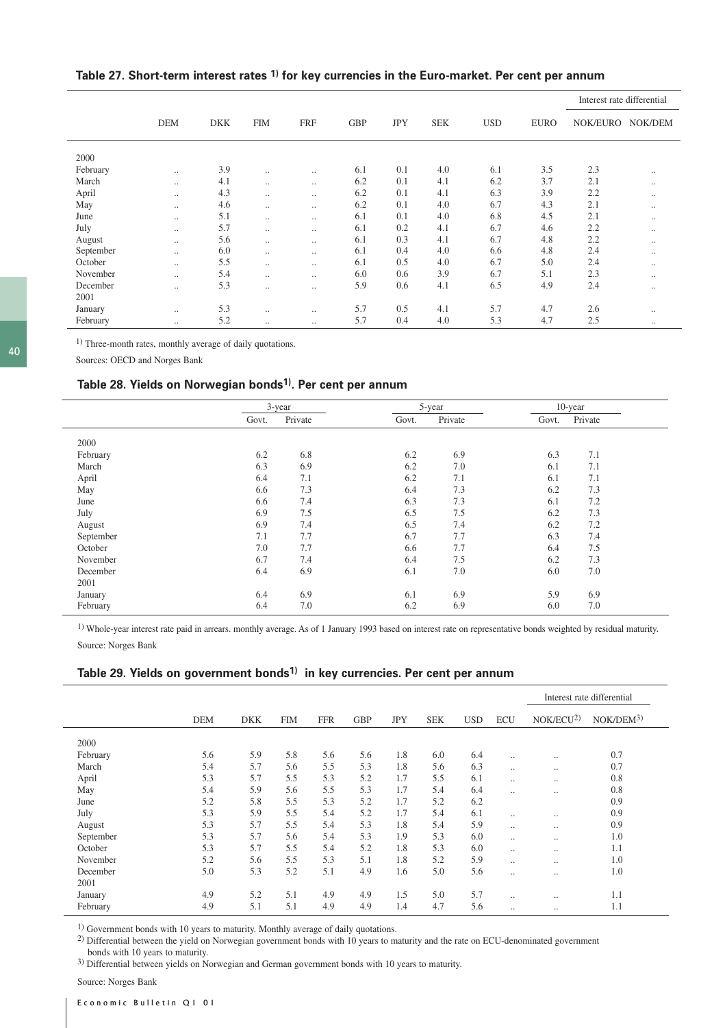### Table 27. Short-term interest rates [1)] for key currencies in the Euro-market. Per cent per annum

| | DEM | DKK | FIM | FRF | GBP | JPY | SEK | USD | EURO | Interest rate differential NOK/EURO | NOK/DEM |
|---|---|---|---|---|---|---|---|---|---|---|---|
| 2000 | | | | | | | | | | | |
| February | .. | 3.9 | .. | .. | 6.1 | 0.1 | 4.0 | 6.1 | 3.5 | 2.3 | .. |
| March | .. | 4.1 | .. | .. | 6.2 | 0.1 | 4.1 | 6.2 | 3.7 | 2.1 | .. |
| April | .. | 4.3 | .. | .. | 6.2 | 0.1 | 4.1 | 6.3 | 3.9 | 2.2 | .. |
| May | .. | 4.6 | .. | .. | 6.2 | 0.1 | 4.0 | 6.7 | 4.3 | 2.1 | .. |
| June | .. | 5.1 | .. | .. | 6.1 | 0.1 | 4.0 | 6.8 | 4.5 | 2.1 | .. |
| July | .. | 5.7 | .. | .. | 6.1 | 0.2 | 4.1 | 6.7 | 4.6 | 2.2 | .. |
| August | .. | 5.6 | .. | .. | 6.1 | 0.3 | 4.1 | 6.7 | 4.8 | 2.2 | .. |
| September | .. | 6.0 | .. | .. | 6.1 | 0.4 | 4.0 | 6.6 | 4.8 | 2.4 | .. |
| October | .. | 5.5 | .. | .. | 6.1 | 0.5 | 4.0 | 6.7 | 5.0 | 2.4 | .. |
| November | .. | 5.4 | .. | .. | 6.0 | 0.6 | 3.9 | 6.7 | 5.1 | 2.3 | .. |
| December | .. | 5.3 | .. | .. | 5.9 | 0.6 | 4.1 | 6.5 | 4.9 | 2.4 | .. |
| 2001 | | | | | | | | | | | |
| January | .. | 5.3 | .. | .. | 5.7 | 0.5 | 4.1 | 5.7 | 4.7 | 2.6 | .. |
| February | .. | 5.2 | .. | .. | 5.7 | 0.4 | 4.0 | 5.3 | 4.7 | 2.5 | .. |

[1)] Three-month rates, monthly average of daily quotations.

Sources: OECD and Norges Bank

### Table 28. Yields on Norwegian bonds[1)]. Per cent per annum

| | 3-year | | 5-year | | 10-year | |
|---|---|---|---|---|---|---|
| | Govt. | Private | Govt. | Private | Govt. | Private |
| 2000 | | | | | | |
| February | 6.2 | 6.8 | 6.2 | 6.9 | 6.3 | 7.1 |
| March | 6.3 | 6.9 | 6.2 | 7.0 | 6.1 | 7.1 |
| April | 6.4 | 7.1 | 6.2 | 7.1 | 6.1 | 7.1 |
| May | 6.6 | 7.3 | 6.4 | 7.3 | 6.2 | 7.3 |
| June | 6.6 | 7.4 | 6.3 | 7.3 | 6.1 | 7.2 |
| July | 6.9 | 7.5 | 6.5 | 7.5 | 6.2 | 7.3 |
| August | 6.9 | 7.4 | 6.5 | 7.4 | 6.2 | 7.2 |
| September | 7.1 | 7.7 | 6.7 | 7.7 | 6.3 | 7.4 |
| October | 7.0 | 7.7 | 6.6 | 7.7 | 6.4 | 7.5 |
| November | 6.7 | 7.4 | 6.4 | 7.5 | 6.2 | 7.3 |
| December | 6.4 | 6.9 | 6.1 | 7.0 | 6.0 | 7.0 |
| 2001 | | | | | | |
| January | 6.4 | 6.9 | 6.1 | 6.9 | 5.9 | 6.9 |
| February | 6.4 | 7.0 | 6.2 | 6.9 | 6.0 | 7.0 |

[1)] Whole-year interest rate paid in arrears. monthly average. As of 1 January 1993 based on interest rate on representative bonds weighted by residual maturity.

Source: Norges Bank

### Table 29. Yields on government bonds[1)] in key currencies. Per cent per annum

| | DEM | DKK | FIM | FFR | GBP | JPY | SEK | USD | ECU | Interest rate differential NOK/ECU[2)] | NOK/DEM[3)] |
|---|---|---|---|---|---|---|---|---|---|---|---|
| 2000 | | | | | | | | | | | |
| February | 5.6 | 5.9 | 5.8 | 5.6 | 5.6 | 1.8 | 6.0 | 6.4 | .. | .. | 0.7 |
| March | 5.4 | 5.7 | 5.6 | 5.5 | 5.3 | 1.8 | 5.6 | 6.3 | .. | .. | 0.7 |
| April | 5.3 | 5.7 | 5.5 | 5.3 | 5.2 | 1.7 | 5.5 | 6.1 | .. | .. | 0.8 |
| May | 5.4 | 5.9 | 5.6 | 5.5 | 5.3 | 1.7 | 5.4 | 6.4 | .. | .. | 0.8 |
| June | 5.2 | 5.8 | 5.5 | 5.3 | 5.2 | 1.7 | 5.2 | 6.2 | | | 0.9 |
| July | 5.3 | 5.9 | 5.5 | 5.4 | 5.2 | 1.7 | 5.4 | 6.1 | .. | .. | 0.9 |
| August | 5.3 | 5.7 | 5.5 | 5.4 | 5.3 | 1.8 | 5.4 | 5.9 | .. | .. | 0.9 |
| September | 5.3 | 5.7 | 5.6 | 5.4 | 5.3 | 1.9 | 5.3 | 6.0 | .. | .. | 1.0 |
| October | 5.3 | 5.7 | 5.5 | 5.4 | 5.2 | 1.8 | 5.3 | 6.0 | .. | .. | 1.1 |
| November | 5.2 | 5.6 | 5.5 | 5.3 | 5.1 | 1.8 | 5.2 | 5.9 | .. | .. | 1.0 |
| December | 5.0 | 5.3 | 5.2 | 5.1 | 4.9 | 1.6 | 5.0 | 5.6 | .. | .. | 1.0 |
| 2001 | | | | | | | | | | | |
| January | 4.9 | 5.2 | 5.1 | 4.9 | 4.9 | 1.5 | 5.0 | 5.7 | .. | .. | 1.1 |
| February | 4.9 | 5.1 | 5.1 | 4.9 | 4.9 | 1.4 | 4.7 | 5.6 | .. | .. | 1.1 |

[1)] Government bonds with 10 years to maturity. Monthly average of daily quotations.

[2)] Differential between the yield on Norwegian government bonds with 10 years to maturity and the rate on ECU-denominated government bonds with 10 years to maturity.

[3)] Differential between yields on Norwegian and German government bonds with 10 years to maturity.

Source: Norges Bank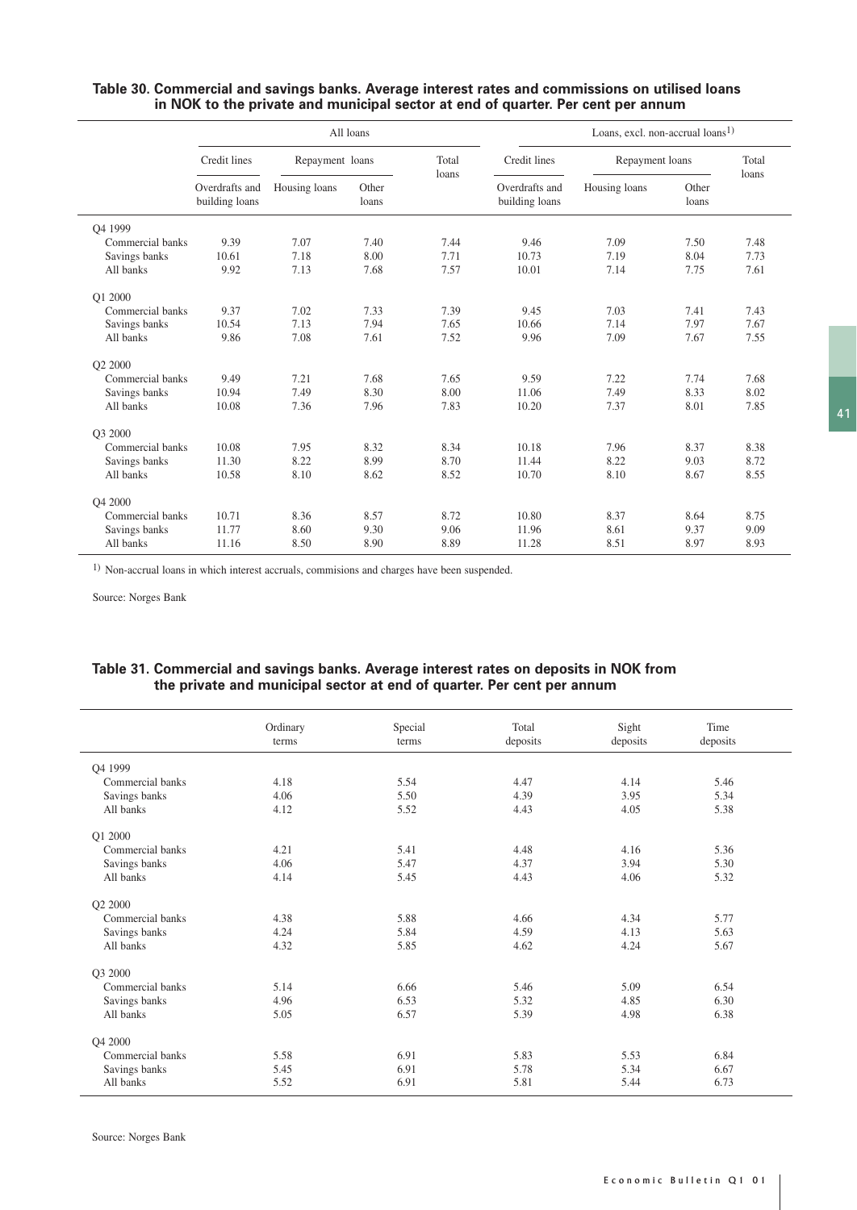### Table 30. Commercial and savings banks. Average interest rates and commissions on utilised loans in NOK to the private and municipal sector at end of quarter. Per cent per annum

| | All loans | | | | Loans, excl. non-accrual loans[1] | | | |
|---|---|---|---|---|---|---|---|---|
| | Credit lines | Repayment loans | | Total loans | Credit lines | Repayment loans | | Total loans |
| | Overdrafts and building loans | Housing loans | Other loans | | Overdrafts and building loans | Housing loans | Other loans | |
| **Q4 1999** | | | | | | | | |
| Commercial banks | 9.39 | 7.07 | 7.40 | 7.44 | 9.46 | 7.09 | 7.50 | 7.48 |
| Savings banks | 10.61 | 7.18 | 8.00 | 7.71 | 10.73 | 7.19 | 8.04 | 7.73 |
| All banks | 9.92 | 7.13 | 7.68 | 7.57 | 10.01 | 7.14 | 7.75 | 7.61 |
| **Q1 2000** | | | | | | | | |
| Commercial banks | 9.37 | 7.02 | 7.33 | 7.39 | 9.45 | 7.03 | 7.41 | 7.43 |
| Savings banks | 10.54 | 7.13 | 7.94 | 7.65 | 10.66 | 7.14 | 7.97 | 7.67 |
| All banks | 9.86 | 7.08 | 7.61 | 7.52 | 9.96 | 7.09 | 7.67 | 7.55 |
| **Q2 2000** | | | | | | | | |
| Commercial banks | 9.49 | 7.21 | 7.68 | 7.65 | 9.59 | 7.22 | 7.74 | 7.68 |
| Savings banks | 10.94 | 7.49 | 8.30 | 8.00 | 11.06 | 7.49 | 8.33 | 8.02 |
| All banks | 10.08 | 7.36 | 7.96 | 7.83 | 10.20 | 7.37 | 8.01 | 7.85 |
| **Q3 2000** | | | | | | | | |
| Commercial banks | 10.08 | 7.95 | 8.32 | 8.34 | 10.18 | 7.96 | 8.37 | 8.38 |
| Savings banks | 11.30 | 8.22 | 8.99 | 8.70 | 11.44 | 8.22 | 9.03 | 8.72 |
| All banks | 10.58 | 8.10 | 8.62 | 8.52 | 10.70 | 8.10 | 8.67 | 8.55 |
| **Q4 2000** | | | | | | | | |
| Commercial banks | 10.71 | 8.36 | 8.57 | 8.72 | 10.80 | 8.37 | 8.64 | 8.75 |
| Savings banks | 11.77 | 8.60 | 9.30 | 9.06 | 11.96 | 8.61 | 9.37 | 9.09 |
| All banks | 11.16 | 8.50 | 8.90 | 8.89 | 11.28 | 8.51 | 8.97 | 8.93 |

[1] Non-accrual loans in which interest accruals, commisions and charges have been suspended.

Source: Norges Bank

### Table 31. Commercial and savings banks. Average interest rates on deposits in NOK from the private and municipal sector at end of quarter. Per cent per annum

| | Ordinary terms | Special terms | Total deposits | Sight deposits | Time deposits |
|---|---|---|---|---|---|
| **Q4 1999** | | | | | |
| Commercial banks | 4.18 | 5.54 | 4.47 | 4.14 | 5.46 |
| Savings banks | 4.06 | 5.50 | 4.39 | 3.95 | 5.34 |
| All banks | 4.12 | 5.52 | 4.43 | 4.05 | 5.38 |
| **Q1 2000** | | | | | |
| Commercial banks | 4.21 | 5.41 | 4.48 | 4.16 | 5.36 |
| Savings banks | 4.06 | 5.47 | 4.37 | 3.94 | 5.30 |
| All banks | 4.14 | 5.45 | 4.43 | 4.06 | 5.32 |
| **Q2 2000** | | | | | |
| Commercial banks | 4.38 | 5.88 | 4.66 | 4.34 | 5.77 |
| Savings banks | 4.24 | 5.84 | 4.59 | 4.13 | 5.63 |
| All banks | 4.32 | 5.85 | 4.62 | 4.24 | 5.67 |
| **Q3 2000** | | | | | |
| Commercial banks | 5.14 | 6.66 | 5.46 | 5.09 | 6.54 |
| Savings banks | 4.96 | 6.53 | 5.32 | 4.85 | 6.30 |
| All banks | 5.05 | 6.57 | 5.39 | 4.98 | 6.38 |
| **Q4 2000** | | | | | |
| Commercial banks | 5.58 | 6.91 | 5.83 | 5.53 | 6.84 |
| Savings banks | 5.45 | 6.91 | 5.78 | 5.34 | 6.67 |
| All banks | 5.52 | 6.91 | 5.81 | 5.44 | 6.73 |

Source: Norges Bank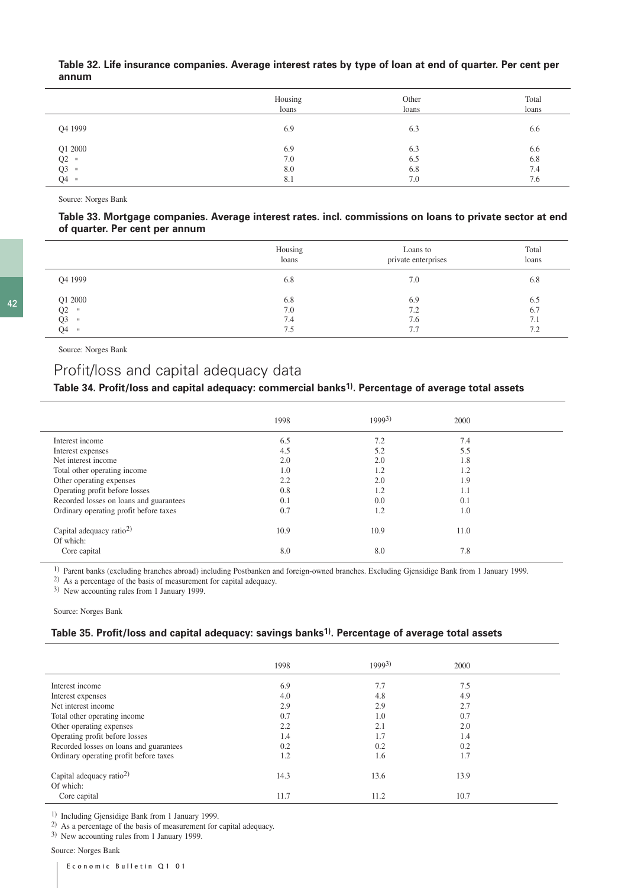**Table 32. Life insurance companies. Average interest rates by type of loan at end of quarter. Per cent per annum**

| | Housing loans | Other loans | Total loans |
|---|---|---|---|
| Q4 1999 | 6.9 | 6.3 | 6.6 |
| Q1 2000 | 6.9 | 6.3 | 6.6 |
| Q2 " | 7.0 | 6.5 | 6.8 |
| Q3 " | 8.0 | 6.8 | 7.4 |
| Q4 " | 8.1 | 7.0 | 7.6 |

Source: Norges Bank

**Table 33. Mortgage companies. Average interest rates. incl. commissions on loans to private sector at end of quarter. Per cent per annum**

| | Housing loans | Loans to private enterprises | Total loans |
|---|---|---|---|
| Q4 1999 | 6.8 | 7.0 | 6.8 |
| Q1 2000 | 6.8 | 6.9 | 6.5 |
| Q2 " | 7.0 | 7.2 | 6.7 |
| Q3 " | 7.4 | 7.6 | 7.1 |
| Q4 " | 7.5 | 7.7 | 7.2 |

Source: Norges Bank

## Profit/loss and capital adequacy data

**Table 34. Profit/loss and capital adequacy: commercial banks[1]. Percentage of average total assets**

| | 1998 | 1999[3] | 2000 |
|---|---|---|---|
| Interest income | 6.5 | 7.2 | 7.4 |
| Interest expenses | 4.5 | 5.2 | 5.5 |
| Net interest income | 2.0 | 2.0 | 1.8 |
| Total other operating income | 1.0 | 1.2 | 1.2 |
| Other operating expenses | 2.2 | 2.0 | 1.9 |
| Operating profit before losses | 0.8 | 1.2 | 1.1 |
| Recorded losses on loans and guarantees | 0.1 | 0.0 | 0.1 |
| Ordinary operating profit before taxes | 0.7 | 1.2 | 1.0 |
| Capital adequacy ratio[2] | 10.9 | 10.9 | 11.0 |
| Of which: | | | |
| Core capital | 8.0 | 8.0 | 7.8 |

[1] Parent banks (excluding branches abroad) including Postbanken and foreign-owned branches. Excluding Gjensidige Bank from 1 January 1999.
[2] As a percentage of the basis of measurement for capital adequacy.
[3] New accounting rules from 1 January 1999.

Source: Norges Bank

**Table 35. Profit/loss and capital adequacy: savings banks[1]. Percentage of average total assets**

| | 1998 | 1999[3] | 2000 |
|---|---|---|---|
| Interest income | 6.9 | 7.7 | 7.5 |
| Interest expenses | 4.0 | 4.8 | 4.9 |
| Net interest income | 2.9 | 2.9 | 2.7 |
| Total other operating income | 0.7 | 1.0 | 0.7 |
| Other operating expenses | 2.2 | 2.1 | 2.0 |
| Operating profit before losses | 1.4 | 1.7 | 1.4 |
| Recorded losses on loans and guarantees | 0.2 | 0.2 | 0.2 |
| Ordinary operating profit before taxes | 1.2 | 1.6 | 1.7 |
| Capital adequacy ratio[2] | 14.3 | 13.6 | 13.9 |
| Of which: | | | |
| Core capital | 11.7 | 11.2 | 10.7 |

[1] Including Gjensidige Bank from 1 January 1999.
[2] As a percentage of the basis of measurement for capital adequacy.
[3] New accounting rules from 1 January 1999.

Source: Norges Bank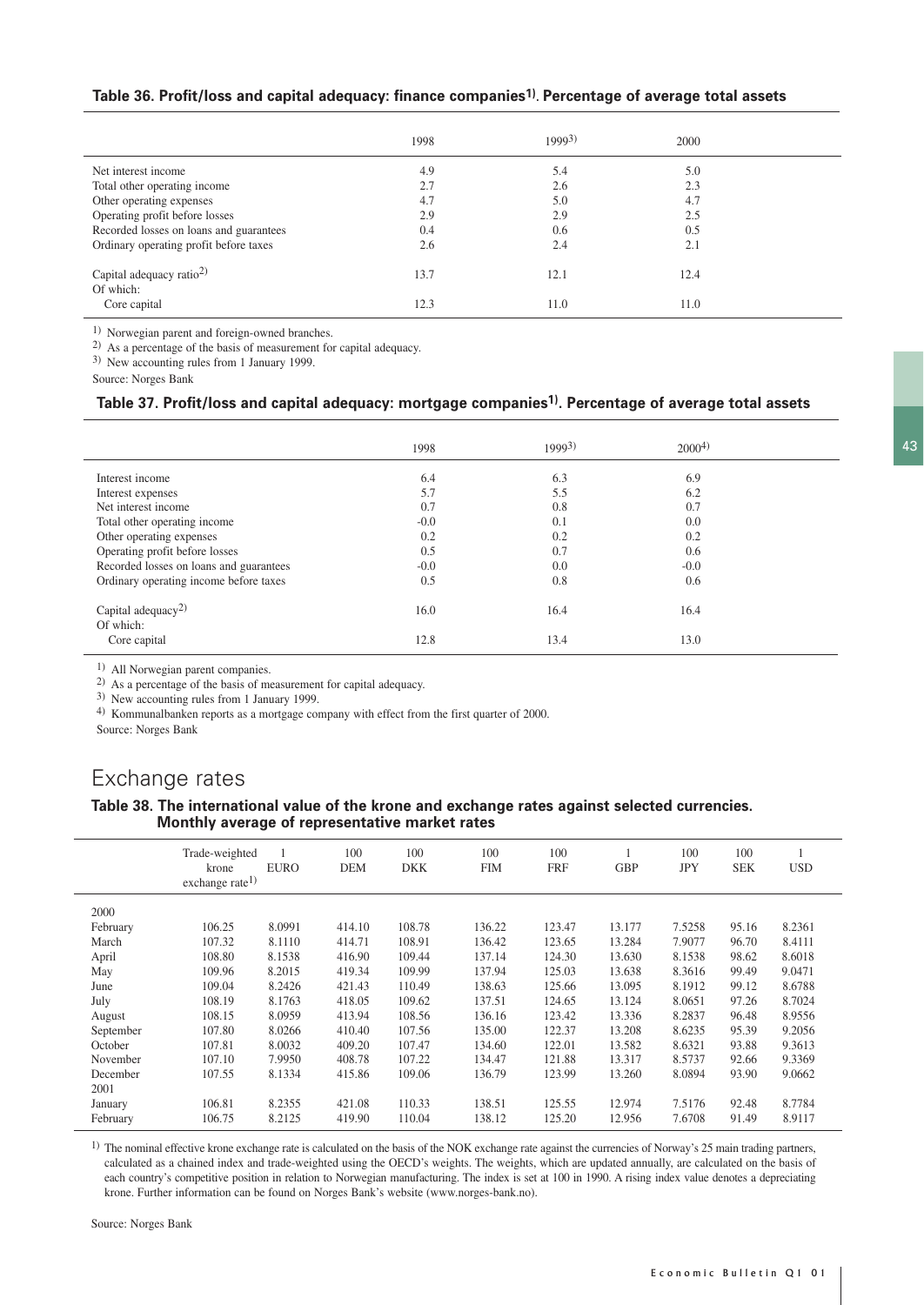### Table 36. Profit/loss and capital adequacy: finance companies[1]. Percentage of average total assets

| | 1998 | 1999[3] | 2000 |
|---|---|---|---|
| Net interest income | 4.9 | 5.4 | 5.0 |
| Total other operating income | 2.7 | 2.6 | 2.3 |
| Other operating expenses | 4.7 | 5.0 | 4.7 |
| Operating profit before losses | 2.9 | 2.9 | 2.5 |
| Recorded losses on loans and guarantees | 0.4 | 0.6 | 0.5 |
| Ordinary operating profit before taxes | 2.6 | 2.4 | 2.1 |
| Capital adequacy ratio[2] | 13.7 | 12.1 | 12.4 |
| Of which: | | | |
| Core capital | 12.3 | 11.0 | 11.0 |

[1] Norwegian parent and foreign-owned branches.

[2] As a percentage of the basis of measurement for capital adequacy.

[3] New accounting rules from 1 January 1999.

Source: Norges Bank

### Table 37. Profit/loss and capital adequacy: mortgage companies[1]. Percentage of average total assets

| | 1998 | 1999[3] | 2000[4] |
|---|---|---|---|
| Interest income | 6.4 | 6.3 | 6.9 |
| Interest expenses | 5.7 | 5.5 | 6.2 |
| Net interest income | 0.7 | 0.8 | 0.7 |
| Total other operating income | -0.0 | 0.1 | 0.0 |
| Other operating expenses | 0.2 | 0.2 | 0.2 |
| Operating profit before losses | 0.5 | 0.7 | 0.6 |
| Recorded losses on loans and guarantees | -0.0 | 0.0 | -0.0 |
| Ordinary operating income before taxes | 0.5 | 0.8 | 0.6 |
| Capital adequacy[2] | 16.0 | 16.4 | 16.4 |
| Of which: | | | |
| Core capital | 12.8 | 13.4 | 13.0 |

[1] All Norwegian parent companies.

[2] As a percentage of the basis of measurement for capital adequacy.

[3] New accounting rules from 1 January 1999.

[4] Kommunalbanken reports as a mortgage company with effect from the first quarter of 2000.

Source: Norges Bank

## Exchange rates

### Table 38. The international value of the krone and exchange rates against selected currencies. Monthly average of representative market rates

| | Trade-weighted krone exchange rate[1] | 1 EURO | 100 DEM | 100 DKK | 100 FIM | 100 FRF | 1 GBP | 100 JPY | 100 SEK | 1 USD |
|---|---|---|---|---|---|---|---|---|---|---|
| 2000 | | | | | | | | | | |
| February | 106.25 | 8.0991 | 414.10 | 108.78 | 136.22 | 123.47 | 13.177 | 7.5258 | 95.16 | 8.2361 |
| March | 107.32 | 8.1110 | 414.71 | 108.91 | 136.42 | 123.65 | 13.284 | 7.9077 | 96.70 | 8.4111 |
| April | 108.80 | 8.1538 | 416.90 | 109.44 | 137.14 | 124.30 | 13.630 | 8.1538 | 98.62 | 8.6018 |
| May | 109.96 | 8.2015 | 419.34 | 109.99 | 137.94 | 125.03 | 13.638 | 8.3616 | 99.49 | 9.0471 |
| June | 109.04 | 8.2426 | 421.43 | 110.49 | 138.63 | 125.66 | 13.095 | 8.1912 | 99.12 | 8.6788 |
| July | 108.19 | 8.1763 | 418.05 | 109.62 | 137.51 | 124.65 | 13.124 | 8.0651 | 97.26 | 8.7024 |
| August | 108.15 | 8.0959 | 413.94 | 108.56 | 136.16 | 123.42 | 13.336 | 8.2837 | 96.48 | 8.9556 |
| September | 107.80 | 8.0266 | 410.40 | 107.56 | 135.00 | 122.37 | 13.208 | 8.6235 | 95.39 | 9.2056 |
| October | 107.81 | 8.0032 | 409.20 | 107.47 | 134.60 | 122.01 | 13.582 | 8.6321 | 93.88 | 9.3613 |
| November | 107.10 | 7.9950 | 408.78 | 107.22 | 134.47 | 121.88 | 13.317 | 8.5737 | 92.66 | 9.3369 |
| December | 107.55 | 8.1334 | 415.86 | 109.06 | 136.79 | 123.99 | 13.260 | 8.0894 | 93.90 | 9.0662 |
| 2001 | | | | | | | | | | |
| January | 106.81 | 8.2355 | 421.08 | 110.33 | 138.51 | 125.55 | 12.974 | 7.5176 | 92.48 | 8.7784 |
| February | 106.75 | 8.2125 | 419.90 | 110.04 | 138.12 | 125.20 | 12.956 | 7.6708 | 91.49 | 8.9117 |

[1] The nominal effective krone exchange rate is calculated on the basis of the NOK exchange rate against the currencies of Norway's 25 main trading partners, calculated as a chained index and trade-weighted using the OECD's weights. The weights, which are updated annually, are calculated on the basis of each country's competitive position in relation to Norwegian manufacturing. The index is set at 100 in 1990. A rising index value denotes a depreciating krone. Further information can be found on Norges Bank's website (www.norges-bank.no).

Source: Norges Bank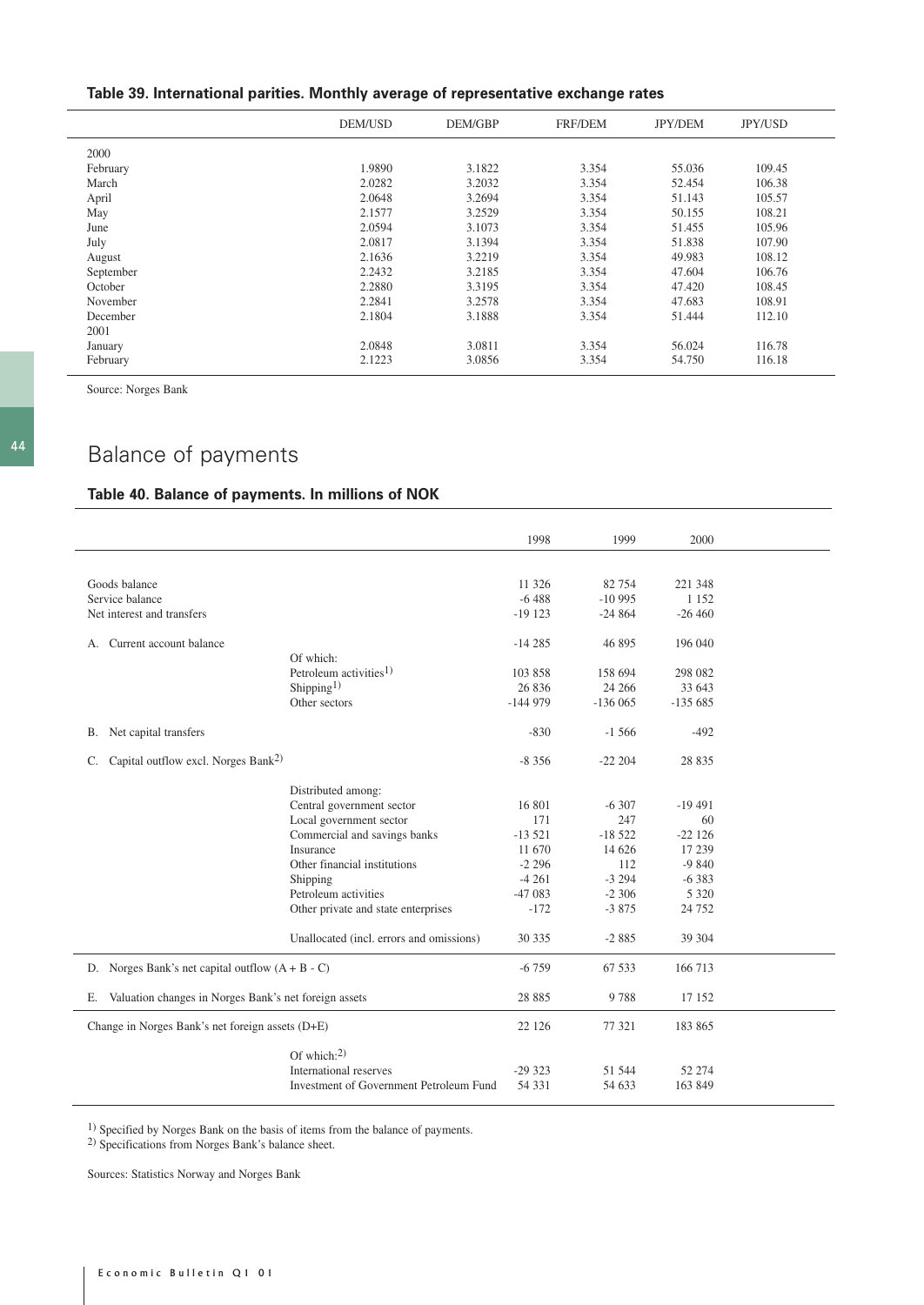### Table 39. International parities. Monthly average of representative exchange rates

| | DEM/USD | DEM/GBP | FRF/DEM | JPY/DEM | JPY/USD |
|---|---|---|---|---|---|
| 2000 | | | | | |
| February | 1.9890 | 3.1822 | 3.354 | 55.036 | 109.45 |
| March | 2.0282 | 3.2032 | 3.354 | 52.454 | 106.38 |
| April | 2.0648 | 3.2694 | 3.354 | 51.143 | 105.57 |
| May | 2.1577 | 3.2529 | 3.354 | 50.155 | 108.21 |
| June | 2.0594 | 3.1073 | 3.354 | 51.455 | 105.96 |
| July | 2.0817 | 3.1394 | 3.354 | 51.838 | 107.90 |
| August | 2.1636 | 3.2219 | 3.354 | 49.983 | 108.12 |
| September | 2.2432 | 3.2185 | 3.354 | 47.604 | 106.76 |
| October | 2.2880 | 3.3195 | 3.354 | 47.420 | 108.45 |
| November | 2.2841 | 3.2578 | 3.354 | 47.683 | 108.91 |
| December | 2.1804 | 3.1888 | 3.354 | 51.444 | 112.10 |
| 2001 | | | | | |
| January | 2.0848 | 3.0811 | 3.354 | 56.024 | 116.78 |
| February | 2.1223 | 3.0856 | 3.354 | 54.750 | 116.18 |

Source: Norges Bank

# Balance of payments

### Table 40. Balance of payments. In millions of NOK

| | | 1998 | 1999 | 2000 |
|---|---|---|---|---|
| Goods balance | | 11 326 | 82 754 | 221 348 |
| Service balance | | -6 488 | -10 995 | 1 152 |
| Net interest and transfers | | -19 123 | -24 864 | -26 460 |
| A. Current account balance | | -14 285 | 46 895 | 196 040 |
| | Of which: | | | |
| | Petroleum activities[1] | 103 858 | 158 694 | 298 082 |
| | Shipping[1] | 26 836 | 24 266 | 33 643 |
| | Other sectors | -144 979 | -136 065 | -135 685 |
| B. Net capital transfers | | -830 | -1 566 | -492 |
| C. Capital outflow excl. Norges Bank[2] | | -8 356 | -22 204 | 28 835 |
| | Distributed among: | | | |
| | Central government sector | 16 801 | -6 307 | -19 491 |
| | Local government sector | 171 | 247 | 60 |
| | Commercial and savings banks | -13 521 | -18 522 | -22 126 |
| | Insurance | 11 670 | 14 626 | 17 239 |
| | Other financial institutions | -2 296 | 112 | -9 840 |
| | Shipping | -4 261 | -3 294 | -6 383 |
| | Petroleum activities | -47 083 | -2 306 | 5 320 |
| | Other private and state enterprises | -172 | -3 875 | 24 752 |
| | Unallocated (incl. errors and omissions) | 30 335 | -2 885 | 39 304 |
| D. Norges Bank's net capital outflow (A + B - C) | | -6 759 | 67 533 | 166 713 |
| E. Valuation changes in Norges Bank's net foreign assets | | 28 885 | 9 788 | 17 152 |
| Change in Norges Bank's net foreign assets (D+E) | | 22 126 | 77 321 | 183 865 |
| | Of which:[2] | | | |
| | International reserves | -29 323 | 51 544 | 52 274 |
| | Investment of Government Petroleum Fund | 54 331 | 54 633 | 163 849 |

[1] Specified by Norges Bank on the basis of items from the balance of payments.
[2] Specifications from Norges Bank's balance sheet.

Sources: Statistics Norway and Norges Bank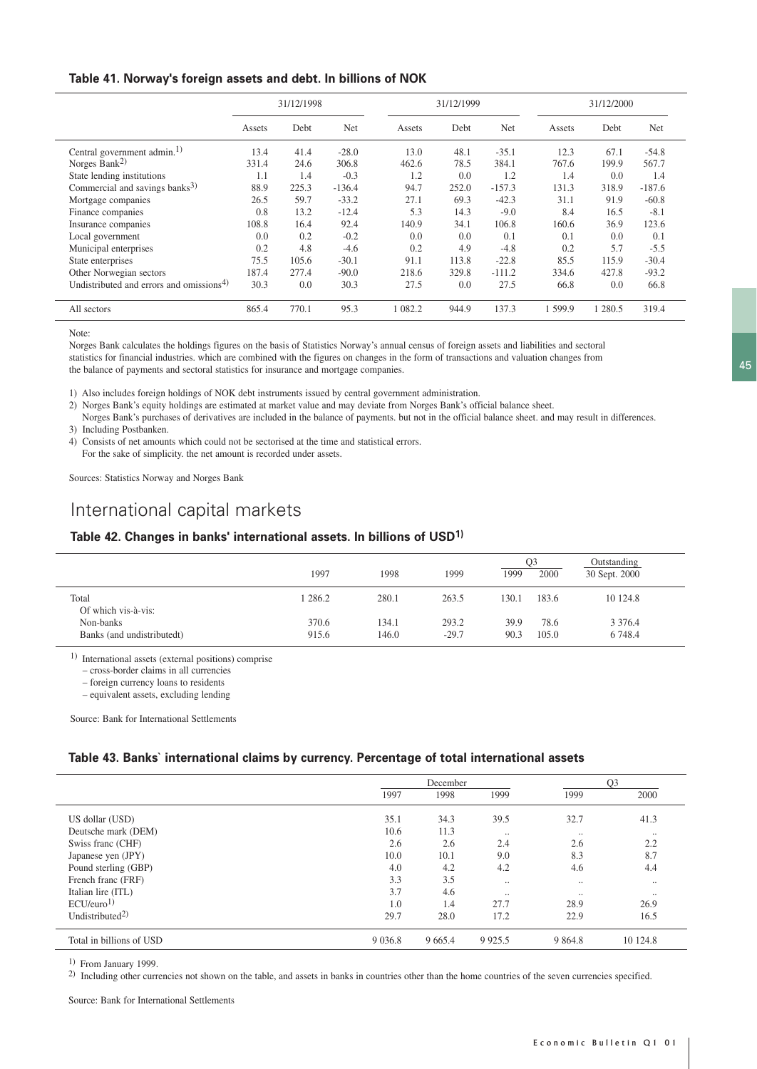### Table 41. Norway's foreign assets and debt. In billions of NOK

| | 31/12/1998 | | | 31/12/1999 | | | 31/12/2000 | | |
|---|---|---|---|---|---|---|---|---|---|
| | Assets | Debt | Net | Assets | Debt | Net | Assets | Debt | Net |
| Central government admin.[1] | 13.4 | 41.4 | -28.0 | 13.0 | 48.1 | -35.1 | 12.3 | 67.1 | -54.8 |
| Norges Bank[2] | 331.4 | 24.6 | 306.8 | 462.6 | 78.5 | 384.1 | 767.6 | 199.9 | 567.7 |
| State lending institutions | 1.1 | 1.4 | -0.3 | 1.2 | 0.0 | 1.2 | 1.4 | 0.0 | 1.4 |
| Commercial and savings banks[3] | 88.9 | 225.3 | -136.4 | 94.7 | 252.0 | -157.3 | 131.3 | 318.9 | -187.6 |
| Mortgage companies | 26.5 | 59.7 | -33.2 | 27.1 | 69.3 | -42.3 | 31.1 | 91.9 | -60.8 |
| Finance companies | 0.8 | 13.2 | -12.4 | 5.3 | 14.3 | -9.0 | 8.4 | 16.5 | -8.1 |
| Insurance companies | 108.8 | 16.4 | 92.4 | 140.9 | 34.1 | 106.8 | 160.6 | 36.9 | 123.6 |
| Local government | 0.0 | 0.2 | -0.2 | 0.0 | 0.0 | 0.1 | 0.1 | 0.0 | 0.1 |
| Municipal enterprises | 0.2 | 4.8 | -4.6 | 0.2 | 4.9 | -4.8 | 0.2 | 5.7 | -5.5 |
| State enterprises | 75.5 | 105.6 | -30.1 | 91.1 | 113.8 | -22.8 | 85.5 | 115.9 | -30.4 |
| Other Norwegian sectors | 187.4 | 277.4 | -90.0 | 218.6 | 329.8 | -111.2 | 334.6 | 427.8 | -93.2 |
| Undistributed and errors and omissions[4] | 30.3 | 0.0 | 30.3 | 27.5 | 0.0 | 27.5 | 66.8 | 0.0 | 66.8 |
| All sectors | 865.4 | 770.1 | 95.3 | 1 082.2 | 944.9 | 137.3 | 1 599.9 | 1 280.5 | 319.4 |

Note:

Norges Bank calculates the holdings figures on the basis of Statistics Norway's annual census of foreign assets and liabilities and sectoral statistics for financial industries. which are combined with the figures on changes in the form of transactions and valuation changes from the balance of payments and sectoral statistics for insurance and mortgage companies.

1) Also includes foreign holdings of NOK debt instruments issued by central government administration.

2) Norges Bank's equity holdings are estimated at market value and may deviate from Norges Bank's official balance sheet.
Norges Bank's purchases of derivatives are included in the balance of payments. but not in the official balance sheet. and may result in differences.

3) Including Postbanken.

4) Consists of net amounts which could not be sectorised at the time and statistical errors.
For the sake of simplicity. the net amount is recorded under assets.

Sources: Statistics Norway and Norges Bank

## International capital markets

### Table 42. Changes in banks' international assets. In billions of USD[1]

| | 1997 | 1998 | 1999 | Q3 1999 | Q3 2000 | Outstanding 30 Sept. 2000 |
|---|---|---|---|---|---|---|
| Total | 1 286.2 | 280.1 | 263.5 | 130.1 | 183.6 | 10 124.8 |
| Of which vis-à-vis: | | | | | | |
| Non-banks | 370.6 | 134.1 | 293.2 | 39.9 | 78.6 | 3 376.4 |
| Banks (and undistributedt) | 915.6 | 146.0 | -29.7 | 90.3 | 105.0 | 6 748.4 |

1) International assets (external positions) comprise
– cross-border claims in all currencies
– foreign currency loans to residents
– equivalent assets, excluding lending

Source: Bank for International Settlements

### Table 43. Banks` international claims by currency. Percentage of total international assets

| | December | | | Q3 | |
|---|---|---|---|---|---|
| | 1997 | 1998 | 1999 | 1999 | 2000 |
| US dollar (USD) | 35.1 | 34.3 | 39.5 | 32.7 | 41.3 |
| Deutsche mark (DEM) | 10.6 | 11.3 | .. | .. | .. |
| Swiss franc (CHF) | 2.6 | 2.6 | 2.4 | 2.6 | 2.2 |
| Japanese yen (JPY) | 10.0 | 10.1 | 9.0 | 8.3 | 8.7 |
| Pound sterling (GBP) | 4.0 | 4.2 | 4.2 | 4.6 | 4.4 |
| French franc (FRF) | 3.3 | 3.5 | .. | .. | .. |
| Italian lire (ITL) | 3.7 | 4.6 | .. | .. | .. |
| ECU/euro[1] | 1.0 | 1.4 | 27.7 | 28.9 | 26.9 |
| Undistributed[2] | 29.7 | 28.0 | 17.2 | 22.9 | 16.5 |
| Total in billions of USD | 9 036.8 | 9 665.4 | 9 925.5 | 9 864.8 | 10 124.8 |

1) From January 1999.

2) Including other currencies not shown on the table, and assets in banks in countries other than the home countries of the seven currencies specified.

Source: Bank for International Settlements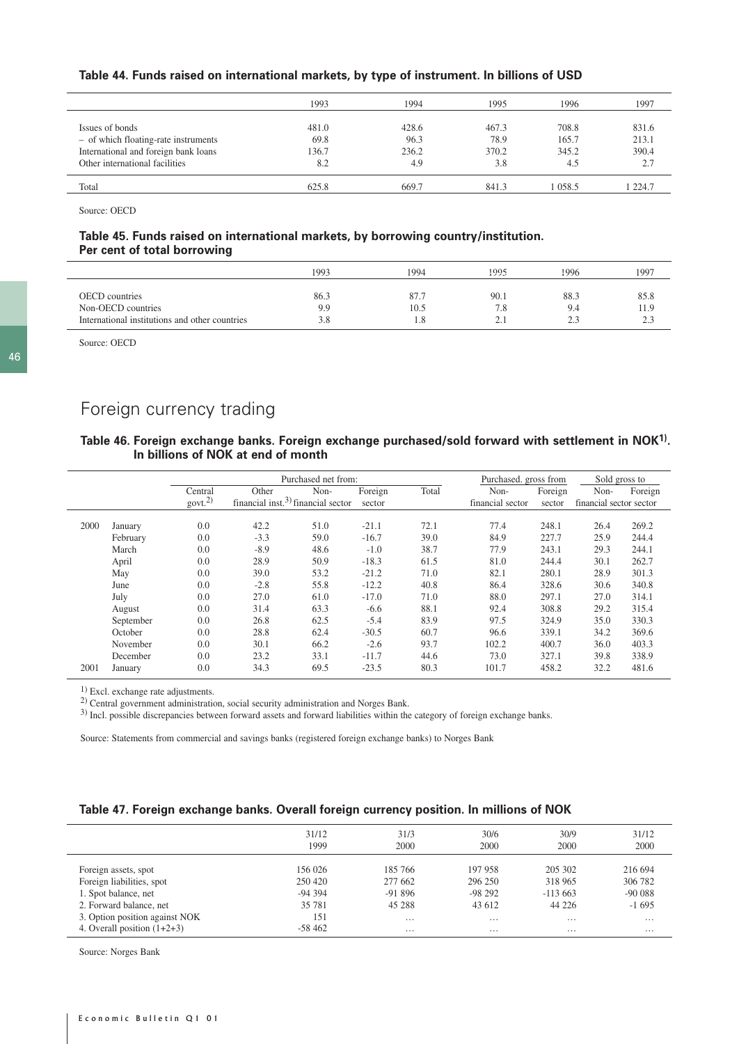### Table 44. Funds raised on international markets, by type of instrument. In billions of USD

| | 1993 | 1994 | 1995 | 1996 | 1997 |
|---|---|---|---|---|---|
| Issues of bonds | 481.0 | 428.6 | 467.3 | 708.8 | 831.6 |
| – of which floating-rate instruments | 69.8 | 96.3 | 78.9 | 165.7 | 213.1 |
| International and foreign bank loans | 136.7 | 236.2 | 370.2 | 345.2 | 390.4 |
| Other international facilities | 8.2 | 4.9 | 3.8 | 4.5 | 2.7 |
| Total | 625.8 | 669.7 | 841.3 | 1 058.5 | 1 224.7 |

Source: OECD

### Table 45. Funds raised on international markets, by borrowing country/institution. Per cent of total borrowing

| | 1993 | 1994 | 1995 | 1996 | 1997 |
|---|---|---|---|---|---|
| OECD countries | 86.3 | 87.7 | 90.1 | 88.3 | 85.8 |
| Non-OECD countries | 9.9 | 10.5 | 7.8 | 9.4 | 11.9 |
| International institutions and other countries | 3.8 | 1.8 | 2.1 | 2.3 | 2.3 |

Source: OECD

## Foreign currency trading

### Table 46. Foreign exchange banks. Foreign exchange purchased/sold forward with settlement in NOK[1]. In billions of NOK at end of month

| | | Purchased net from: | | | | | Purchased. gross from | | Sold gross to | |
|---|---|---|---|---|---|---|---|---|---|---|
| | | Central govt.[2] | Other financial inst.[3] | Non-financial sector | Foreign sector | Total | Non-financial sector | Foreign sector | Non-financial sector | Foreign sector |
| 2000 | January | 0.0 | 42.2 | 51.0 | -21.1 | 72.1 | 77.4 | 248.1 | 26.4 | 269.2 |
| | February | 0.0 | -3.3 | 59.0 | -16.7 | 39.0 | 84.9 | 227.7 | 25.9 | 244.4 |
| | March | 0.0 | -8.9 | 48.6 | -1.0 | 38.7 | 77.9 | 243.1 | 29.3 | 244.1 |
| | April | 0.0 | 28.9 | 50.9 | -18.3 | 61.5 | 81.0 | 244.4 | 30.1 | 262.7 |
| | May | 0.0 | 39.0 | 53.2 | -21.2 | 71.0 | 82.1 | 280.1 | 28.9 | 301.3 |
| | June | 0.0 | -2.8 | 55.8 | -12.2 | 40.8 | 86.4 | 328.6 | 30.6 | 340.8 |
| | July | 0.0 | 27.0 | 61.0 | -17.0 | 71.0 | 88.0 | 297.1 | 27.0 | 314.1 |
| | August | 0.0 | 31.4 | 63.3 | -6.6 | 88.1 | 92.4 | 308.8 | 29.2 | 315.4 |
| | September | 0.0 | 26.8 | 62.5 | -5.4 | 83.9 | 97.5 | 324.9 | 35.0 | 330.3 |
| | October | 0.0 | 28.8 | 62.4 | -30.5 | 60.7 | 96.6 | 339.1 | 34.2 | 369.6 |
| | November | 0.0 | 30.1 | 66.2 | -2.6 | 93.7 | 102.2 | 400.7 | 36.0 | 403.3 |
| | December | 0.0 | 23.2 | 33.1 | -11.7 | 44.6 | 73.0 | 327.1 | 39.8 | 338.9 |
| 2001 | January | 0.0 | 34.3 | 69.5 | -23.5 | 80.3 | 101.7 | 458.2 | 32.2 | 481.6 |

[1] Excl. exchange rate adjustments.
[2] Central government administration, social security administration and Norges Bank.
[3] Incl. possible discrepancies between forward assets and forward liabilities within the category of foreign exchange banks.

Source: Statements from commercial and savings banks (registered foreign exchange banks) to Norges Bank

### Table 47. Foreign exchange banks. Overall foreign currency position. In millions of NOK

| | 31/12 1999 | 31/3 2000 | 30/6 2000 | 30/9 2000 | 31/12 2000 |
|---|---|---|---|---|---|
| Foreign assets, spot | 156 026 | 185 766 | 197 958 | 205 302 | 216 694 |
| Foreign liabilities, spot | 250 420 | 277 662 | 296 250 | 318 965 | 306 782 |
| 1. Spot balance, net | -94 394 | -91 896 | -98 292 | -113 663 | -90 088 |
| 2. Forward balance, net | 35 781 | 45 288 | 43 612 | 44 226 | -1 695 |
| 3. Option position against NOK | 151 | ... | ... | ... | ... |
| 4. Overall position (1+2+3) | -58 462 | ... | ... | ... | ... |

Source: Norges Bank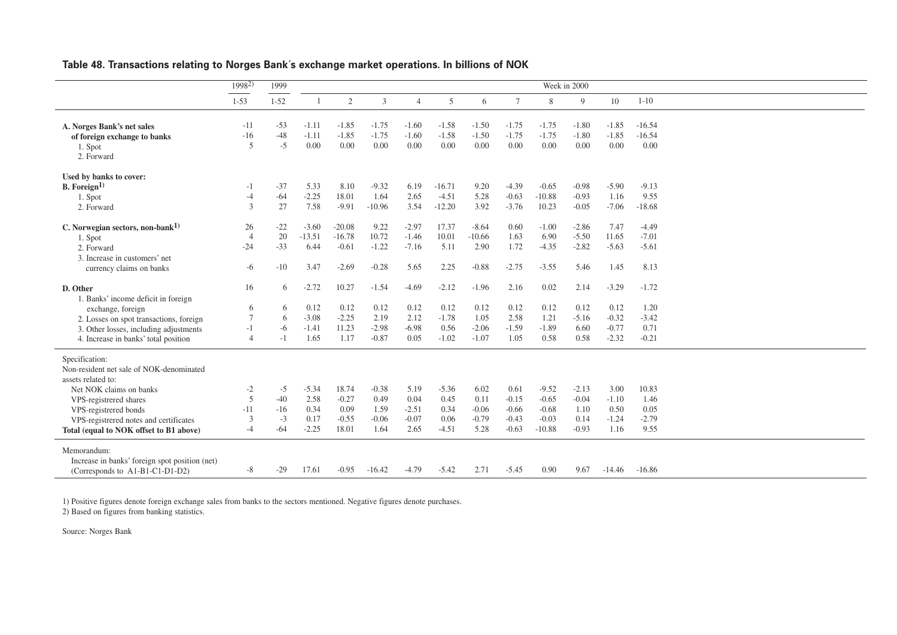## Table 48. Transactions relating to Norges Bank´s exchange market operations. In billions of NOK

| | 1998[2)] | 1999 | Week in 2000 | | | | | | | | | | |
|---|---|---|---|---|---|---|---|---|---|---|---|---|---|
| | 1-53 | 1-52 | 1 | 2 | 3 | 4 | 5 | 6 | 7 | 8 | 9 | 10 | 1-10 |
| **A. Norges Bank's net sales** | -11 | -53 | -1.11 | -1.85 | -1.75 | -1.60 | -1.58 | -1.50 | -1.75 | -1.75 | -1.80 | -1.85 | -16.54 |
| **of foreign exchange to banks** | -16 | -48 | -1.11 | -1.85 | -1.75 | -1.60 | -1.58 | -1.50 | -1.75 | -1.75 | -1.80 | -1.85 | -16.54 |
| 1. Spot | 5 | -5 | 0.00 | 0.00 | 0.00 | 0.00 | 0.00 | 0.00 | 0.00 | 0.00 | 0.00 | 0.00 | 0.00 |
| 2. Forward | | | | | | | | | | | | | |
| **Used by banks to cover:** | | | | | | | | | | | | | |
| **B. Foreign[1)]** | -1 | -37 | 5.33 | 8.10 | -9.32 | 6.19 | -16.71 | 9.20 | -4.39 | -0.65 | -0.98 | -5.90 | -9.13 |
| 1. Spot | -4 | -64 | -2.25 | 18.01 | 1.64 | 2.65 | -4.51 | 5.28 | -0.63 | -10.88 | -0.93 | 1.16 | 9.55 |
| 2. Forward | 3 | 27 | 7.58 | -9.91 | -10.96 | 3.54 | -12.20 | 3.92 | -3.76 | 10.23 | -0.05 | -7.06 | -18.68 |
| **C. Norwegian sectors, non-bank[1)]** | 26 | -22 | -3.60 | -20.08 | 9.22 | -2.97 | 17.37 | -8.64 | 0.60 | -1.00 | -2.86 | 7.47 | -4.49 |
| 1. Spot | 4 | 20 | -13.51 | -16.78 | 10.72 | -1.46 | 10.01 | -10.66 | 1.63 | 6.90 | -5.50 | 11.65 | -7.01 |
| 2. Forward | -24 | -33 | 6.44 | -0.61 | -1.22 | -7.16 | 5.11 | 2.90 | 1.72 | -4.35 | -2.82 | -5.63 | -5.61 |
| 3. Increase in customers' net currency claims on banks | -6 | -10 | 3.47 | -2.69 | -0.28 | 5.65 | 2.25 | -0.88 | -2.75 | -3.55 | 5.46 | 1.45 | 8.13 |
| **D. Other** | 16 | 6 | -2.72 | 10.27 | -1.54 | -4.69 | -2.12 | -1.96 | 2.16 | 0.02 | 2.14 | -3.29 | -1.72 |
| 1. Banks' income deficit in foreign exchange, foreign | 6 | 6 | 0.12 | 0.12 | 0.12 | 0.12 | 0.12 | 0.12 | 0.12 | 0.12 | 0.12 | 0.12 | 1.20 |
| 2. Losses on spot transactions, foreign | 7 | 6 | -3.08 | -2.25 | 2.19 | 2.12 | -1.78 | 1.05 | 2.58 | 1.21 | -5.16 | -0.32 | -3.42 |
| 3. Other losses, including adjustments | -1 | -6 | -1.41 | 11.23 | -2.98 | -6.98 | 0.56 | -2.06 | -1.59 | -1.89 | 6.60 | -0.77 | 0.71 |
| 4. Increase in banks' total position | 4 | -1 | 1.65 | 1.17 | -0.87 | 0.05 | -1.02 | -1.07 | 1.05 | 0.58 | 0.58 | -2.32 | -0.21 |
| Specification: Non-resident net sale of NOK-denominated assets related to: | | | | | | | | | | | | | |
| Net NOK claims on banks | -2 | -5 | -5.34 | 18.74 | -0.38 | 5.19 | -5.36 | 6.02 | 0.61 | -9.52 | -2.13 | 3.00 | 10.83 |
| VPS-registreed shares | 5 | -40 | 2.58 | -0.27 | 0.49 | 0.04 | 0.45 | 0.11 | -0.15 | -0.65 | -0.04 | -1.10 | 1.46 |
| VPS-registreed bonds | -11 | -16 | 0.34 | 0.09 | 1.59 | -2.51 | 0.34 | -0.06 | -0.66 | -0.68 | 1.10 | 0.50 | 0.05 |
| VPS-registreed notes and certificates | 3 | -3 | 0.17 | -0.55 | -0.06 | -0.07 | 0.06 | -0.79 | -0.43 | -0.03 | 0.14 | -1.24 | -2.79 |
| **Total (equal to NOK offset to B1 above)** | -4 | -64 | -2.25 | 18.01 | 1.64 | 2.65 | -4.51 | 5.28 | -0.63 | -10.88 | -0.93 | 1.16 | 9.55 |
| Memorandum: Increase in banks' foreign spot position (net) (Corresponds to A1-B1-C1-D1-D2) | -8 | -29 | 17.61 | -0.95 | -16.42 | -4.79 | -5.42 | 2.71 | -5.45 | 0.90 | 9.67 | -14.46 | -16.86 |

1) Positive figures denote foreign exchange sales from banks to the sectors mentioned. Negative figures denote purchases.
2) Based on figures from banking statistics.

Source: Norges Bank